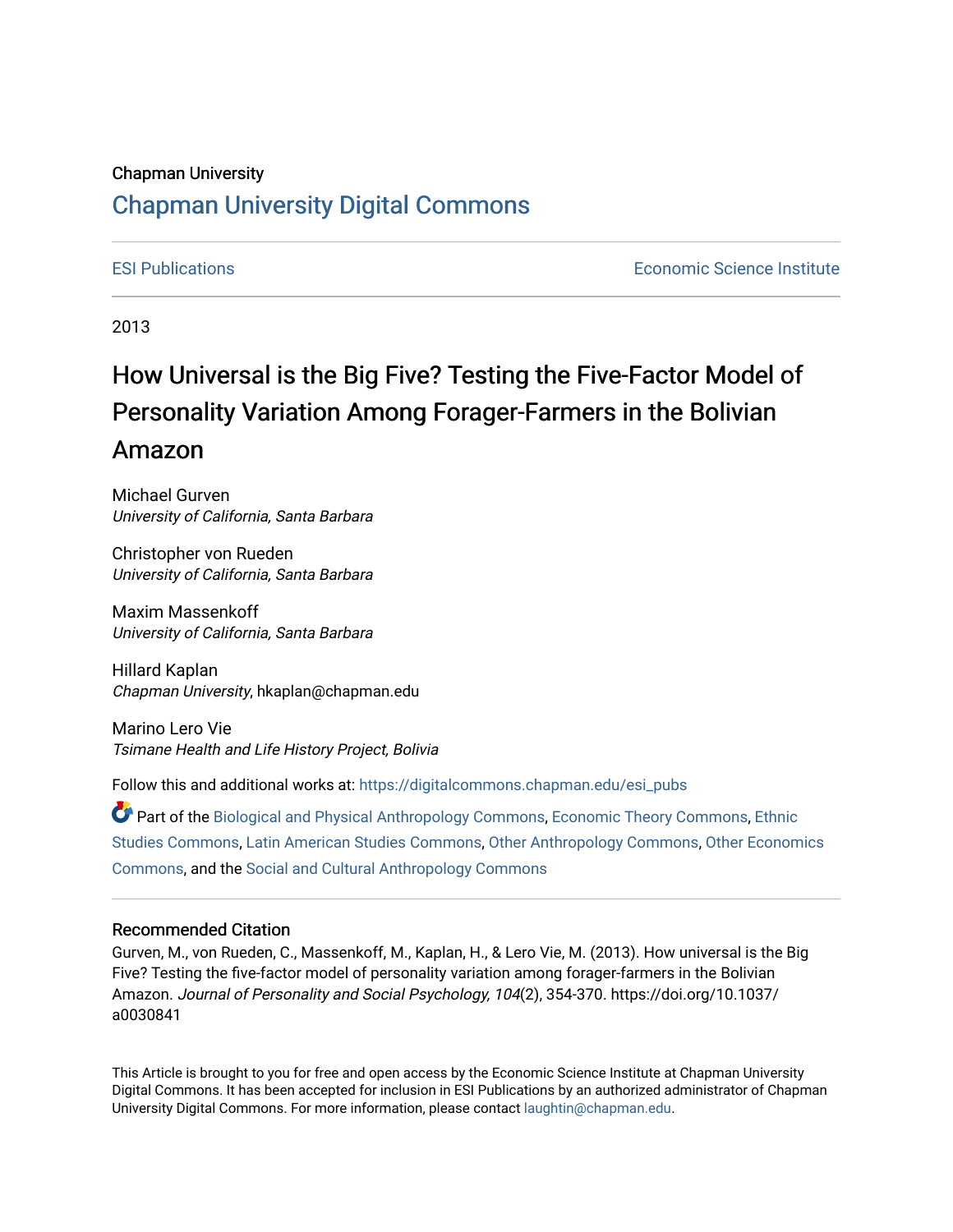Chapman University

# Chapman University Digital Commons

ESI Publications | Economic Science Institute

2013

# How Universal is the Big Five? Testing the Five-Factor Model of Personality Variation Among Forager-Farmers in the Bolivian Amazon

Michael Gurven
*University of California, Santa Barbara*

Christopher von Rueden
*University of California, Santa Barbara*

Maxim Massenkoff
*University of California, Santa Barbara*

Hillard Kaplan
*Chapman University*, hkaplan@chapman.edu

Marino Lero Vie
*Tsimane Health and Life History Project, Bolivia*

Follow this and additional works at: https://digitalcommons.chapman.edu/esi_pubs

Part of the Biological and Physical Anthropology Commons, Economic Theory Commons, Ethnic Studies Commons, Latin American Studies Commons, Other Anthropology Commons, Other Economics Commons, and the Social and Cultural Anthropology Commons

## Recommended Citation

Gurven, M., von Rueden, C., Massenkoff, M., Kaplan, H., & Lero Vie, M. (2013). How universal is the Big Five? Testing the five-factor model of personality variation among forager-farmers in the Bolivian Amazon. *Journal of Personality and Social Psychology, 104*(2), 354-370. https://doi.org/10.1037/a0030841

This Article is brought to you for free and open access by the Economic Science Institute at Chapman University Digital Commons. It has been accepted for inclusion in ESI Publications by an authorized administrator of Chapman University Digital Commons. For more information, please contact laughtin@chapman.edu.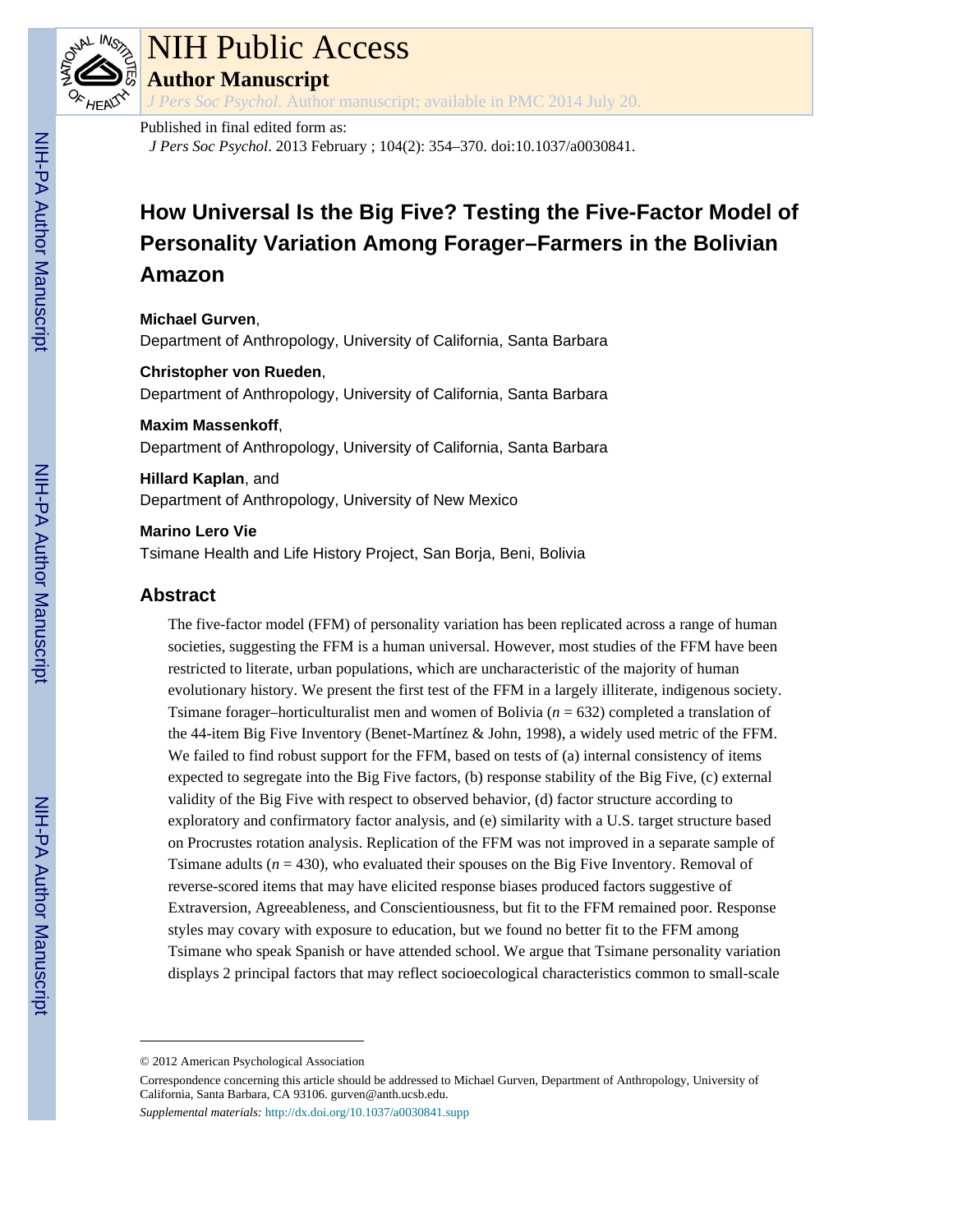NIH Public Access

**Author Manuscript**

Published in final edited form as:

*J Pers Soc Psychol*. 2013 February ; 104(2): 354–370. doi:10.1037/a0030841.

# How Universal Is the Big Five? Testing the Five-Factor Model of Personality Variation Among Forager–Farmers in the Bolivian Amazon

**Michael Gurven**,
Department of Anthropology, University of California, Santa Barbara

**Christopher von Rueden**,
Department of Anthropology, University of California, Santa Barbara

**Maxim Massenkoff**,
Department of Anthropology, University of California, Santa Barbara

**Hillard Kaplan**, and
Department of Anthropology, University of New Mexico

**Marino Lero Vie**
Tsimane Health and Life History Project, San Borja, Beni, Bolivia

## Abstract

The five-factor model (FFM) of personality variation has been replicated across a range of human societies, suggesting the FFM is a human universal. However, most studies of the FFM have been restricted to literate, urban populations, which are uncharacteristic of the majority of human evolutionary history. We present the first test of the FFM in a largely illiterate, indigenous society. Tsimane forager–horticulturalist men and women of Bolivia ($n$ = 632) completed a translation of the 44-item Big Five Inventory (Benet-Martínez & John, 1998), a widely used metric of the FFM. We failed to find robust support for the FFM, based on tests of (a) internal consistency of items expected to segregate into the Big Five factors, (b) response stability of the Big Five, (c) external validity of the Big Five with respect to observed behavior, (d) factor structure according to exploratory and confirmatory factor analysis, and (e) similarity with a U.S. target structure based on Procrustes rotation analysis. Replication of the FFM was not improved in a separate sample of Tsimane adults ($n$ = 430), who evaluated their spouses on the Big Five Inventory. Removal of reverse-scored items that may have elicited response biases produced factors suggestive of Extraversion, Agreeableness, and Conscientiousness, but fit to the FFM remained poor. Response styles may covary with exposure to education, but we found no better fit to the FFM among Tsimane who speak Spanish or have attended school. We argue that Tsimane personality variation displays 2 principal factors that may reflect socioecological characteristics common to small-scale

© 2012 American Psychological Association

Correspondence concerning this article should be addressed to Michael Gurven, Department of Anthropology, University of California, Santa Barbara, CA 93106. gurven@anth.ucsb.edu.

*Supplemental materials:* http://dx.doi.org/10.1037/a0030841.supp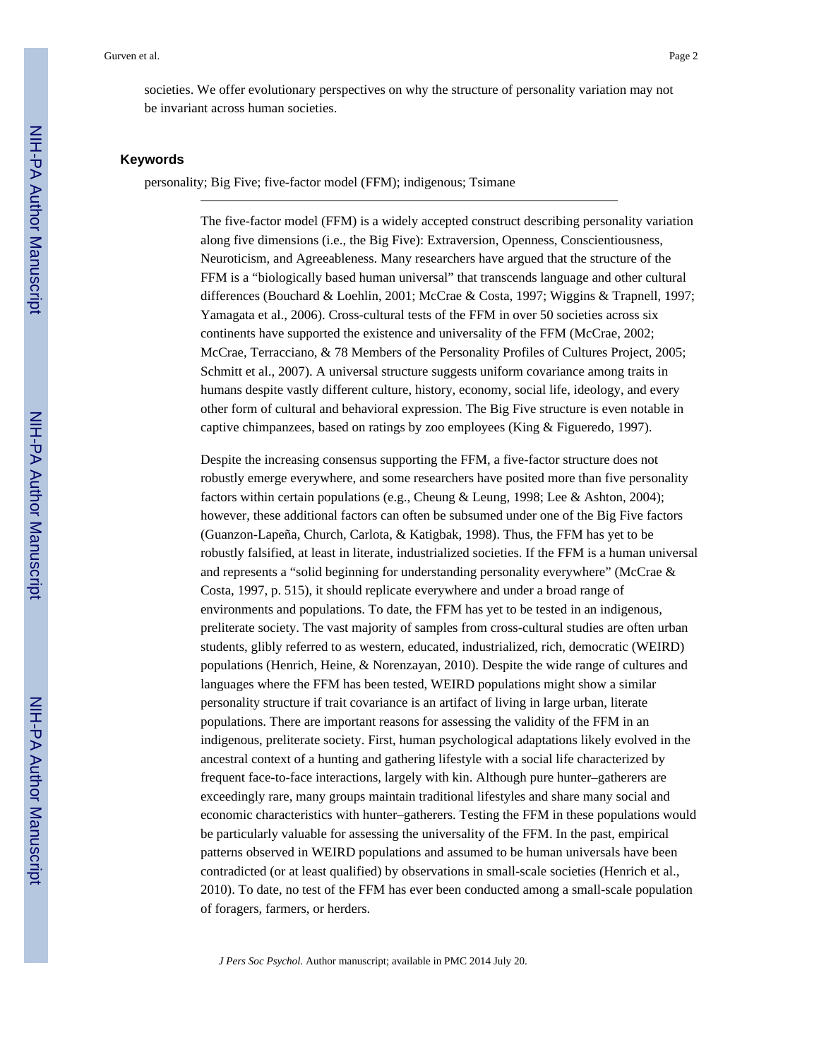societies. We offer evolutionary perspectives on why the structure of personality variation may not be invariant across human societies.

### Keywords

personality; Big Five; five-factor model (FFM); indigenous; Tsimane

---

The five-factor model (FFM) is a widely accepted construct describing personality variation along five dimensions (i.e., the Big Five): Extraversion, Openness, Conscientiousness, Neuroticism, and Agreeableness. Many researchers have argued that the structure of the FFM is a "biologically based human universal" that transcends language and other cultural differences (Bouchard & Loehlin, 2001; McCrae & Costa, 1997; Wiggins & Trapnell, 1997; Yamagata et al., 2006). Cross-cultural tests of the FFM in over 50 societies across six continents have supported the existence and universality of the FFM (McCrae, 2002; McCrae, Terracciano, & 78 Members of the Personality Profiles of Cultures Project, 2005; Schmitt et al., 2007). A universal structure suggests uniform covariance among traits in humans despite vastly different culture, history, economy, social life, ideology, and every other form of cultural and behavioral expression. The Big Five structure is even notable in captive chimpanzees, based on ratings by zoo employees (King & Figueredo, 1997).

Despite the increasing consensus supporting the FFM, a five-factor structure does not robustly emerge everywhere, and some researchers have posited more than five personality factors within certain populations (e.g., Cheung & Leung, 1998; Lee & Ashton, 2004); however, these additional factors can often be subsumed under one of the Big Five factors (Guanzon-Lapeña, Church, Carlota, & Katigbak, 1998). Thus, the FFM has yet to be robustly falsified, at least in literate, industrialized societies. If the FFM is a human universal and represents a "solid beginning for understanding personality everywhere" (McCrae & Costa, 1997, p. 515), it should replicate everywhere and under a broad range of environments and populations. To date, the FFM has yet to be tested in an indigenous, preliterate society. The vast majority of samples from cross-cultural studies are often urban students, glibly referred to as western, educated, industrialized, rich, democratic (WEIRD) populations (Henrich, Heine, & Norenzayan, 2010). Despite the wide range of cultures and languages where the FFM has been tested, WEIRD populations might show a similar personality structure if trait covariance is an artifact of living in large urban, literate populations. There are important reasons for assessing the validity of the FFM in an indigenous, preliterate society. First, human psychological adaptations likely evolved in the ancestral context of a hunting and gathering lifestyle with a social life characterized by frequent face-to-face interactions, largely with kin. Although pure hunter–gatherers are exceedingly rare, many groups maintain traditional lifestyles and share many social and economic characteristics with hunter–gatherers. Testing the FFM in these populations would be particularly valuable for assessing the universality of the FFM. In the past, empirical patterns observed in WEIRD populations and assumed to be human universals have been contradicted (or at least qualified) by observations in small-scale societies (Henrich et al., 2010). To date, no test of the FFM has ever been conducted among a small-scale population of foragers, farmers, or herders.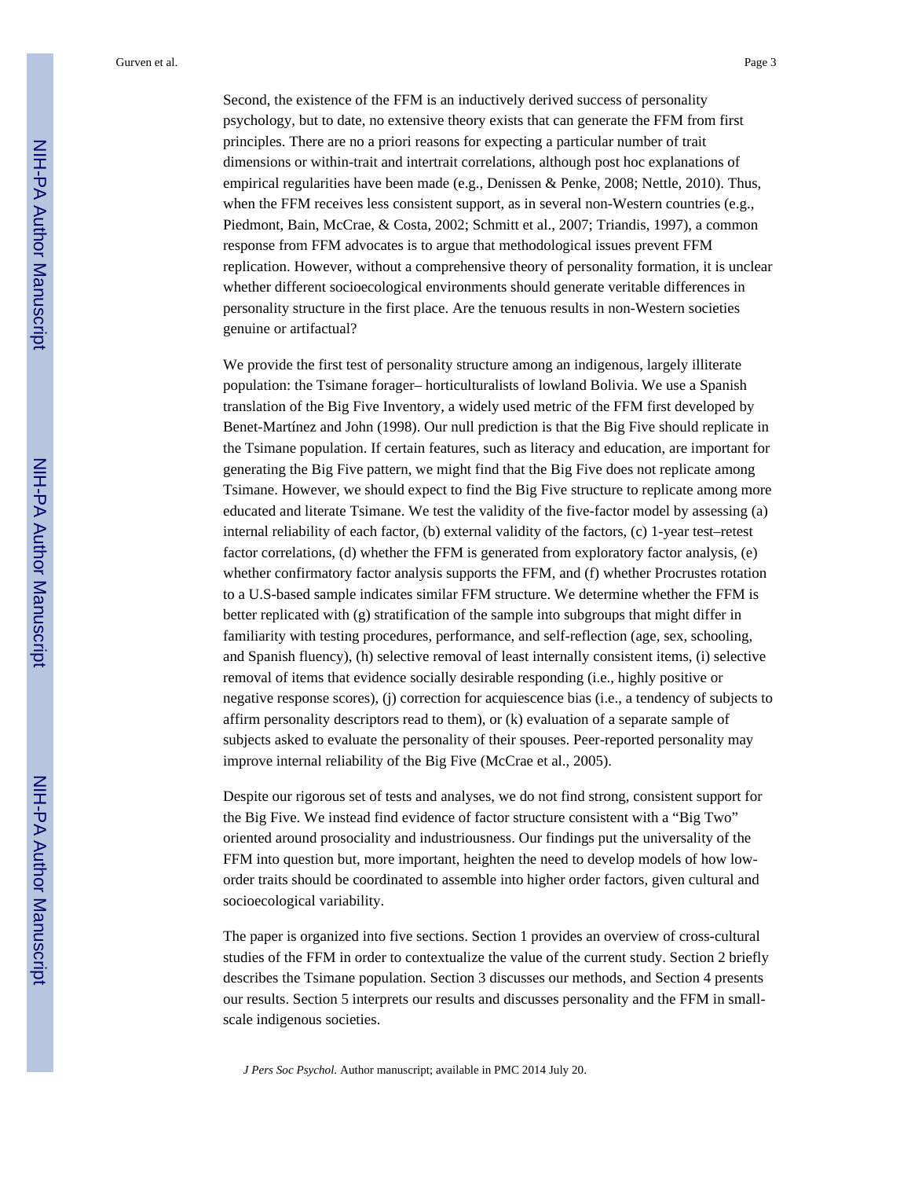Second, the existence of the FFM is an inductively derived success of personality psychology, but to date, no extensive theory exists that can generate the FFM from first principles. There are no a priori reasons for expecting a particular number of trait dimensions or within-trait and intertrait correlations, although post hoc explanations of empirical regularities have been made (e.g., Denissen & Penke, 2008; Nettle, 2010). Thus, when the FFM receives less consistent support, as in several non-Western countries (e.g., Piedmont, Bain, McCrae, & Costa, 2002; Schmitt et al., 2007; Triandis, 1997), a common response from FFM advocates is to argue that methodological issues prevent FFM replication. However, without a comprehensive theory of personality formation, it is unclear whether different socioecological environments should generate veritable differences in personality structure in the first place. Are the tenuous results in non-Western societies genuine or artifactual?

We provide the first test of personality structure among an indigenous, largely illiterate population: the Tsimane forager– horticulturalists of lowland Bolivia. We use a Spanish translation of the Big Five Inventory, a widely used metric of the FFM first developed by Benet-Martínez and John (1998). Our null prediction is that the Big Five should replicate in the Tsimane population. If certain features, such as literacy and education, are important for generating the Big Five pattern, we might find that the Big Five does not replicate among Tsimane. However, we should expect to find the Big Five structure to replicate among more educated and literate Tsimane. We test the validity of the five-factor model by assessing (a) internal reliability of each factor, (b) external validity of the factors, (c) 1-year test–retest factor correlations, (d) whether the FFM is generated from exploratory factor analysis, (e) whether confirmatory factor analysis supports the FFM, and (f) whether Procrustes rotation to a U.S-based sample indicates similar FFM structure. We determine whether the FFM is better replicated with (g) stratification of the sample into subgroups that might differ in familiarity with testing procedures, performance, and self-reflection (age, sex, schooling, and Spanish fluency), (h) selective removal of least internally consistent items, (i) selective removal of items that evidence socially desirable responding (i.e., highly positive or negative response scores), (j) correction for acquiescence bias (i.e., a tendency of subjects to affirm personality descriptors read to them), or (k) evaluation of a separate sample of subjects asked to evaluate the personality of their spouses. Peer-reported personality may improve internal reliability of the Big Five (McCrae et al., 2005).

Despite our rigorous set of tests and analyses, we do not find strong, consistent support for the Big Five. We instead find evidence of factor structure consistent with a "Big Two" oriented around prosociality and industriousness. Our findings put the universality of the FFM into question but, more important, heighten the need to develop models of how low-order traits should be coordinated to assemble into higher order factors, given cultural and socioecological variability.

The paper is organized into five sections. Section 1 provides an overview of cross-cultural studies of the FFM in order to contextualize the value of the current study. Section 2 briefly describes the Tsimane population. Section 3 discusses our methods, and Section 4 presents our results. Section 5 interprets our results and discusses personality and the FFM in small-scale indigenous societies.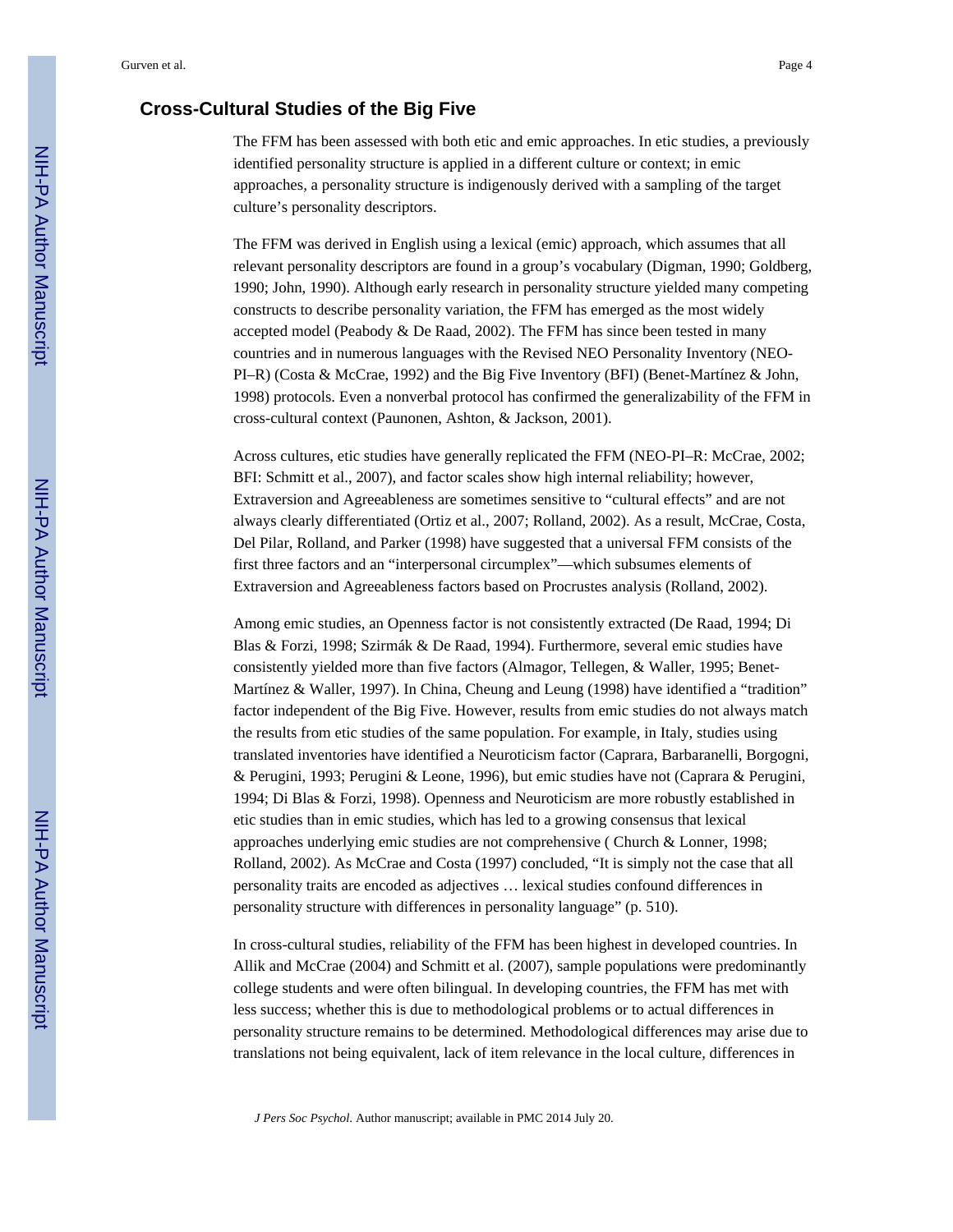## Cross-Cultural Studies of the Big Five

The FFM has been assessed with both etic and emic approaches. In etic studies, a previously identified personality structure is applied in a different culture or context; in emic approaches, a personality structure is indigenously derived with a sampling of the target culture's personality descriptors.

The FFM was derived in English using a lexical (emic) approach, which assumes that all relevant personality descriptors are found in a group's vocabulary (Digman, 1990; Goldberg, 1990; John, 1990). Although early research in personality structure yielded many competing constructs to describe personality variation, the FFM has emerged as the most widely accepted model (Peabody & De Raad, 2002). The FFM has since been tested in many countries and in numerous languages with the Revised NEO Personality Inventory (NEO-PI–R) (Costa & McCrae, 1992) and the Big Five Inventory (BFI) (Benet-Martínez & John, 1998) protocols. Even a nonverbal protocol has confirmed the generalizability of the FFM in cross-cultural context (Paunonen, Ashton, & Jackson, 2001).

Across cultures, etic studies have generally replicated the FFM (NEO-PI–R: McCrae, 2002; BFI: Schmitt et al., 2007), and factor scales show high internal reliability; however, Extraversion and Agreeableness are sometimes sensitive to "cultural effects" and are not always clearly differentiated (Ortiz et al., 2007; Rolland, 2002). As a result, McCrae, Costa, Del Pilar, Rolland, and Parker (1998) have suggested that a universal FFM consists of the first three factors and an "interpersonal circumplex"—which subsumes elements of Extraversion and Agreeableness factors based on Procrustes analysis (Rolland, 2002).

Among emic studies, an Openness factor is not consistently extracted (De Raad, 1994; Di Blas & Forzi, 1998; Szirmák & De Raad, 1994). Furthermore, several emic studies have consistently yielded more than five factors (Almagor, Tellegen, & Waller, 1995; Benet-Martínez & Waller, 1997). In China, Cheung and Leung (1998) have identified a "tradition" factor independent of the Big Five. However, results from emic studies do not always match the results from etic studies of the same population. For example, in Italy, studies using translated inventories have identified a Neuroticism factor (Caprara, Barbaranelli, Borgogni, & Perugini, 1993; Perugini & Leone, 1996), but emic studies have not (Caprara & Perugini, 1994; Di Blas & Forzi, 1998). Openness and Neuroticism are more robustly established in etic studies than in emic studies, which has led to a growing consensus that lexical approaches underlying emic studies are not comprehensive ( Church & Lonner, 1998; Rolland, 2002). As McCrae and Costa (1997) concluded, "It is simply not the case that all personality traits are encoded as adjectives … lexical studies confound differences in personality structure with differences in personality language" (p. 510).

In cross-cultural studies, reliability of the FFM has been highest in developed countries. In Allik and McCrae (2004) and Schmitt et al. (2007), sample populations were predominantly college students and were often bilingual. In developing countries, the FFM has met with less success; whether this is due to methodological problems or to actual differences in personality structure remains to be determined. Methodological differences may arise due to translations not being equivalent, lack of item relevance in the local culture, differences in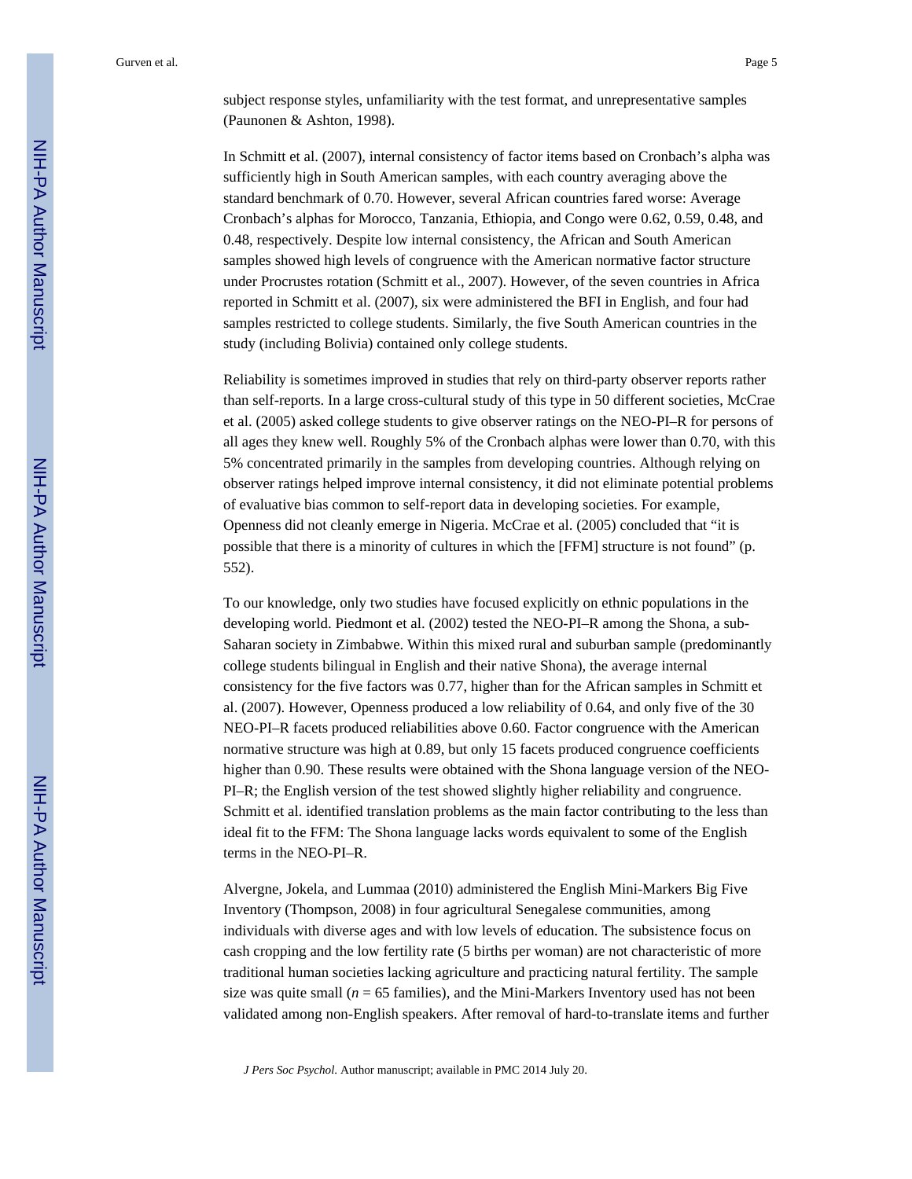subject response styles, unfamiliarity with the test format, and unrepresentative samples (Paunonen & Ashton, 1998).

In Schmitt et al. (2007), internal consistency of factor items based on Cronbach's alpha was sufficiently high in South American samples, with each country averaging above the standard benchmark of 0.70. However, several African countries fared worse: Average Cronbach's alphas for Morocco, Tanzania, Ethiopia, and Congo were 0.62, 0.59, 0.48, and 0.48, respectively. Despite low internal consistency, the African and South American samples showed high levels of congruence with the American normative factor structure under Procrustes rotation (Schmitt et al., 2007). However, of the seven countries in Africa reported in Schmitt et al. (2007), six were administered the BFI in English, and four had samples restricted to college students. Similarly, the five South American countries in the study (including Bolivia) contained only college students.

Reliability is sometimes improved in studies that rely on third-party observer reports rather than self-reports. In a large cross-cultural study of this type in 50 different societies, McCrae et al. (2005) asked college students to give observer ratings on the NEO-PI–R for persons of all ages they knew well. Roughly 5% of the Cronbach alphas were lower than 0.70, with this 5% concentrated primarily in the samples from developing countries. Although relying on observer ratings helped improve internal consistency, it did not eliminate potential problems of evaluative bias common to self-report data in developing societies. For example, Openness did not cleanly emerge in Nigeria. McCrae et al. (2005) concluded that "it is possible that there is a minority of cultures in which the [FFM] structure is not found" (p. 552).

To our knowledge, only two studies have focused explicitly on ethnic populations in the developing world. Piedmont et al. (2002) tested the NEO-PI–R among the Shona, a sub-Saharan society in Zimbabwe. Within this mixed rural and suburban sample (predominantly college students bilingual in English and their native Shona), the average internal consistency for the five factors was 0.77, higher than for the African samples in Schmitt et al. (2007). However, Openness produced a low reliability of 0.64, and only five of the 30 NEO-PI–R facets produced reliabilities above 0.60. Factor congruence with the American normative structure was high at 0.89, but only 15 facets produced congruence coefficients higher than 0.90. These results were obtained with the Shona language version of the NEO-PI–R; the English version of the test showed slightly higher reliability and congruence. Schmitt et al. identified translation problems as the main factor contributing to the less than ideal fit to the FFM: The Shona language lacks words equivalent to some of the English terms in the NEO-PI–R.

Alvergne, Jokela, and Lummaa (2010) administered the English Mini-Markers Big Five Inventory (Thompson, 2008) in four agricultural Senegalese communities, among individuals with diverse ages and with low levels of education. The subsistence focus on cash cropping and the low fertility rate (5 births per woman) are not characteristic of more traditional human societies lacking agriculture and practicing natural fertility. The sample size was quite small ($n$ = 65 families), and the Mini-Markers Inventory used has not been validated among non-English speakers. After removal of hard-to-translate items and further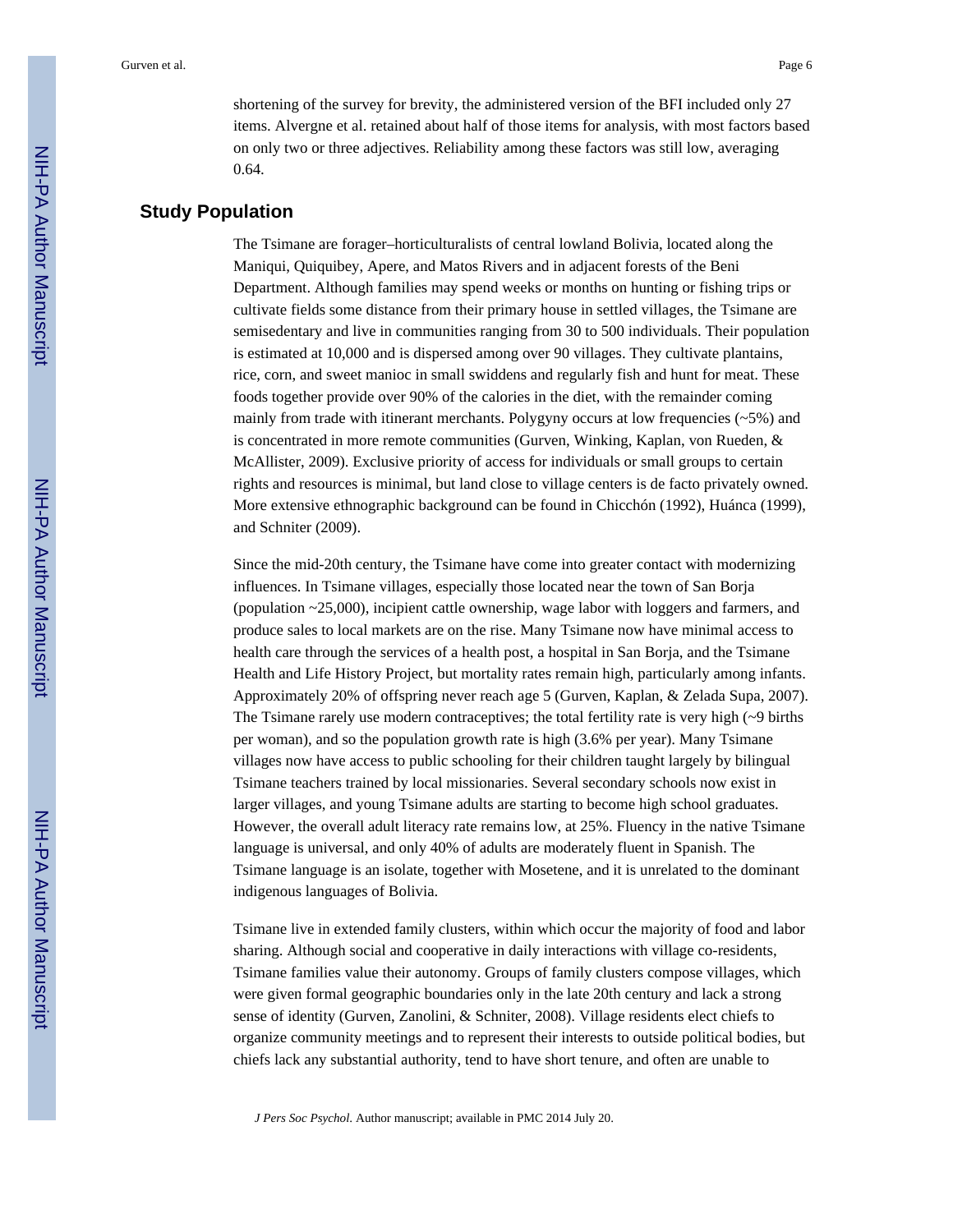shortening of the survey for brevity, the administered version of the BFI included only 27 items. Alvergne et al. retained about half of those items for analysis, with most factors based on only two or three adjectives. Reliability among these factors was still low, averaging 0.64.

## Study Population

The Tsimane are forager–horticulturalists of central lowland Bolivia, located along the Maniqui, Quiquibey, Apere, and Matos Rivers and in adjacent forests of the Beni Department. Although families may spend weeks or months on hunting or fishing trips or cultivate fields some distance from their primary house in settled villages, the Tsimane are semisedentary and live in communities ranging from 30 to 500 individuals. Their population is estimated at 10,000 and is dispersed among over 90 villages. They cultivate plantains, rice, corn, and sweet manioc in small swiddens and regularly fish and hunt for meat. These foods together provide over 90% of the calories in the diet, with the remainder coming mainly from trade with itinerant merchants. Polygyny occurs at low frequencies (~5%) and is concentrated in more remote communities (Gurven, Winking, Kaplan, von Rueden, & McAllister, 2009). Exclusive priority of access for individuals or small groups to certain rights and resources is minimal, but land close to village centers is de facto privately owned. More extensive ethnographic background can be found in Chicchón (1992), Huánca (1999), and Schniter (2009).

Since the mid-20th century, the Tsimane have come into greater contact with modernizing influences. In Tsimane villages, especially those located near the town of San Borja (population ~25,000), incipient cattle ownership, wage labor with loggers and farmers, and produce sales to local markets are on the rise. Many Tsimane now have minimal access to health care through the services of a health post, a hospital in San Borja, and the Tsimane Health and Life History Project, but mortality rates remain high, particularly among infants. Approximately 20% of offspring never reach age 5 (Gurven, Kaplan, & Zelada Supa, 2007). The Tsimane rarely use modern contraceptives; the total fertility rate is very high (~9 births per woman), and so the population growth rate is high (3.6% per year). Many Tsimane villages now have access to public schooling for their children taught largely by bilingual Tsimane teachers trained by local missionaries. Several secondary schools now exist in larger villages, and young Tsimane adults are starting to become high school graduates. However, the overall adult literacy rate remains low, at 25%. Fluency in the native Tsimane language is universal, and only 40% of adults are moderately fluent in Spanish. The Tsimane language is an isolate, together with Mosetene, and it is unrelated to the dominant indigenous languages of Bolivia.

Tsimane live in extended family clusters, within which occur the majority of food and labor sharing. Although social and cooperative in daily interactions with village co-residents, Tsimane families value their autonomy. Groups of family clusters compose villages, which were given formal geographic boundaries only in the late 20th century and lack a strong sense of identity (Gurven, Zanolini, & Schniter, 2008). Village residents elect chiefs to organize community meetings and to represent their interests to outside political bodies, but chiefs lack any substantial authority, tend to have short tenure, and often are unable to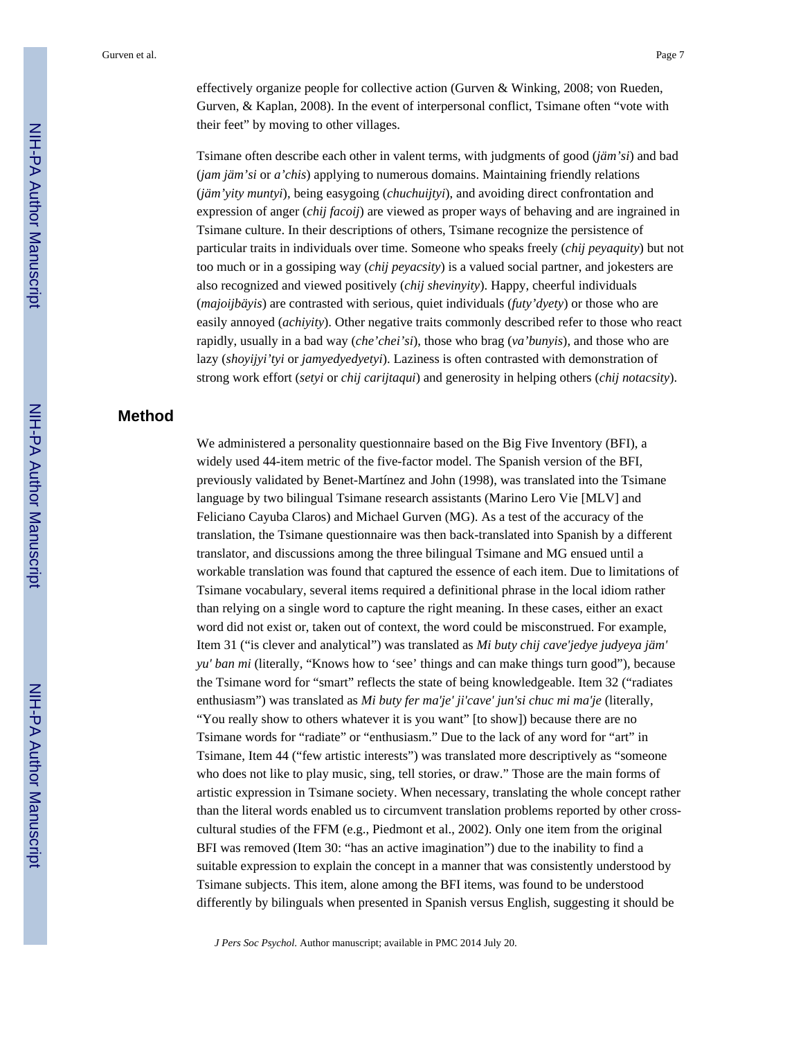effectively organize people for collective action (Gurven & Winking, 2008; von Rueden, Gurven, & Kaplan, 2008). In the event of interpersonal conflict, Tsimane often "vote with their feet" by moving to other villages.

Tsimane often describe each other in valent terms, with judgments of good (*jäm'si*) and bad (*jam jäm'si* or *a'chis*) applying to numerous domains. Maintaining friendly relations (*jäm'yity muntyi*), being easygoing (*chuchuijtyi*), and avoiding direct confrontation and expression of anger (*chij facoij*) are viewed as proper ways of behaving and are ingrained in Tsimane culture. In their descriptions of others, Tsimane recognize the persistence of particular traits in individuals over time. Someone who speaks freely (*chij peyaquity*) but not too much or in a gossiping way (*chij peyacsity*) is a valued social partner, and jokesters are also recognized and viewed positively (*chij shevinyity*). Happy, cheerful individuals (*majoijbäyis*) are contrasted with serious, quiet individuals (*futy'dyety*) or those who are easily annoyed (*achiyity*). Other negative traits commonly described refer to those who react rapidly, usually in a bad way (*che'chei'si*), those who brag (*va'bunyis*), and those who are lazy (*shoyijyi'tyi* or *jamyedyedyetyi*). Laziness is often contrasted with demonstration of strong work effort (*setyi* or *chij carijtaqui*) and generosity in helping others (*chij notacsity*).

## Method

We administered a personality questionnaire based on the Big Five Inventory (BFI), a widely used 44-item metric of the five-factor model. The Spanish version of the BFI, previously validated by Benet-Martínez and John (1998), was translated into the Tsimane language by two bilingual Tsimane research assistants (Marino Lero Vie [MLV] and Feliciano Cayuba Claros) and Michael Gurven (MG). As a test of the accuracy of the translation, the Tsimane questionnaire was then back-translated into Spanish by a different translator, and discussions among the three bilingual Tsimane and MG ensued until a workable translation was found that captured the essence of each item. Due to limitations of Tsimane vocabulary, several items required a definitional phrase in the local idiom rather than relying on a single word to capture the right meaning. In these cases, either an exact word did not exist or, taken out of context, the word could be misconstrued. For example, Item 31 ("is clever and analytical") was translated as *Mi buty chij cave'jedye judyeya jäm' yu' ban mi* (literally, "Knows how to 'see' things and can make things turn good"), because the Tsimane word for "smart" reflects the state of being knowledgeable. Item 32 ("radiates enthusiasm") was translated as *Mi buty fer ma'je' ji'cave' jun'si chuc mi ma'je* (literally, "You really show to others whatever it is you want" [to show]) because there are no Tsimane words for "radiate" or "enthusiasm." Due to the lack of any word for "art" in Tsimane, Item 44 ("few artistic interests") was translated more descriptively as "someone who does not like to play music, sing, tell stories, or draw." Those are the main forms of artistic expression in Tsimane society. When necessary, translating the whole concept rather than the literal words enabled us to circumvent translation problems reported by other cross-cultural studies of the FFM (e.g., Piedmont et al., 2002). Only one item from the original BFI was removed (Item 30: "has an active imagination") due to the inability to find a suitable expression to explain the concept in a manner that was consistently understood by Tsimane subjects. This item, alone among the BFI items, was found to be understood differently by bilinguals when presented in Spanish versus English, suggesting it should be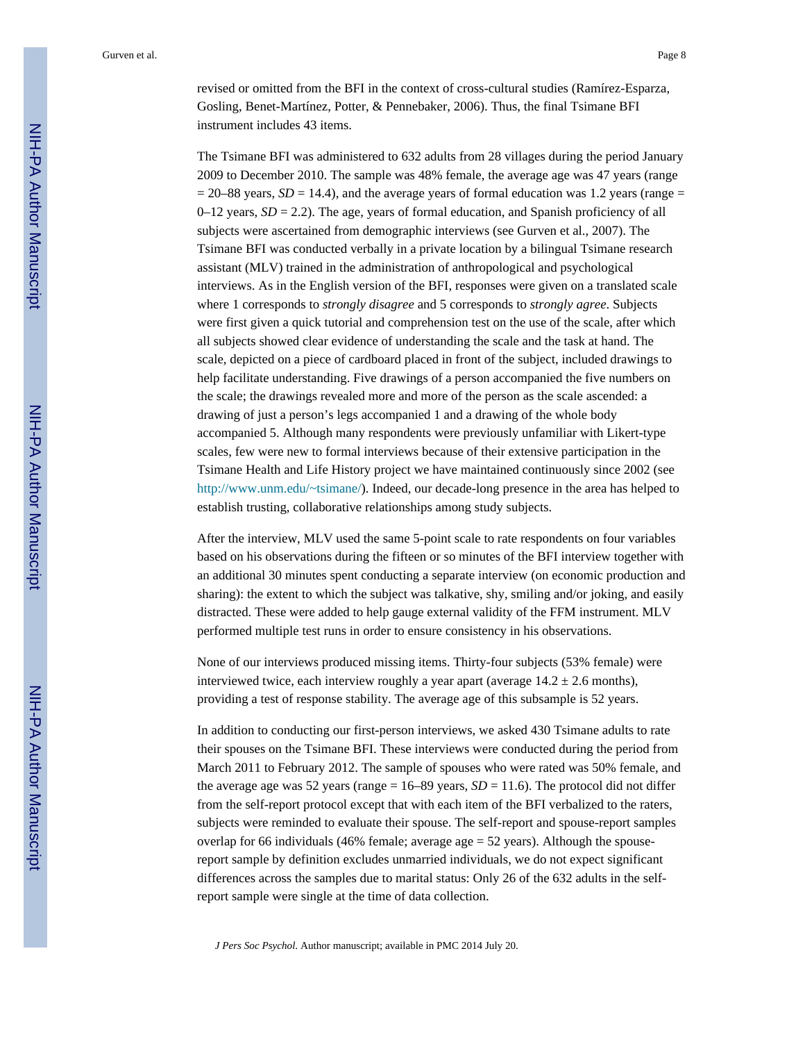revised or omitted from the BFI in the context of cross-cultural studies (Ramírez-Esparza, Gosling, Benet-Martínez, Potter, & Pennebaker, 2006). Thus, the final Tsimane BFI instrument includes 43 items.

The Tsimane BFI was administered to 632 adults from 28 villages during the period January 2009 to December 2010. The sample was 48% female, the average age was 47 years (range = 20–88 years, *SD* = 14.4), and the average years of formal education was 1.2 years (range = 0–12 years, *SD* = 2.2). The age, years of formal education, and Spanish proficiency of all subjects were ascertained from demographic interviews (see Gurven et al., 2007). The Tsimane BFI was conducted verbally in a private location by a bilingual Tsimane research assistant (MLV) trained in the administration of anthropological and psychological interviews. As in the English version of the BFI, responses were given on a translated scale where 1 corresponds to *strongly disagree* and 5 corresponds to *strongly agree*. Subjects were first given a quick tutorial and comprehension test on the use of the scale, after which all subjects showed clear evidence of understanding the scale and the task at hand. The scale, depicted on a piece of cardboard placed in front of the subject, included drawings to help facilitate understanding. Five drawings of a person accompanied the five numbers on the scale; the drawings revealed more and more of the person as the scale ascended: a drawing of just a person's legs accompanied 1 and a drawing of the whole body accompanied 5. Although many respondents were previously unfamiliar with Likert-type scales, few were new to formal interviews because of their extensive participation in the Tsimane Health and Life History project we have maintained continuously since 2002 (see http://www.unm.edu/~tsimane/). Indeed, our decade-long presence in the area has helped to establish trusting, collaborative relationships among study subjects.

After the interview, MLV used the same 5-point scale to rate respondents on four variables based on his observations during the fifteen or so minutes of the BFI interview together with an additional 30 minutes spent conducting a separate interview (on economic production and sharing): the extent to which the subject was talkative, shy, smiling and/or joking, and easily distracted. These were added to help gauge external validity of the FFM instrument. MLV performed multiple test runs in order to ensure consistency in his observations.

None of our interviews produced missing items. Thirty-four subjects (53% female) were interviewed twice, each interview roughly a year apart (average 14.2 ± 2.6 months), providing a test of response stability. The average age of this subsample is 52 years.

In addition to conducting our first-person interviews, we asked 430 Tsimane adults to rate their spouses on the Tsimane BFI. These interviews were conducted during the period from March 2011 to February 2012. The sample of spouses who were rated was 50% female, and the average age was 52 years (range = 16–89 years, *SD* = 11.6). The protocol did not differ from the self-report protocol except that with each item of the BFI verbalized to the raters, subjects were reminded to evaluate their spouse. The self-report and spouse-report samples overlap for 66 individuals (46% female; average age = 52 years). Although the spouse-report sample by definition excludes unmarried individuals, we do not expect significant differences across the samples due to marital status: Only 26 of the 632 adults in the self-report sample were single at the time of data collection.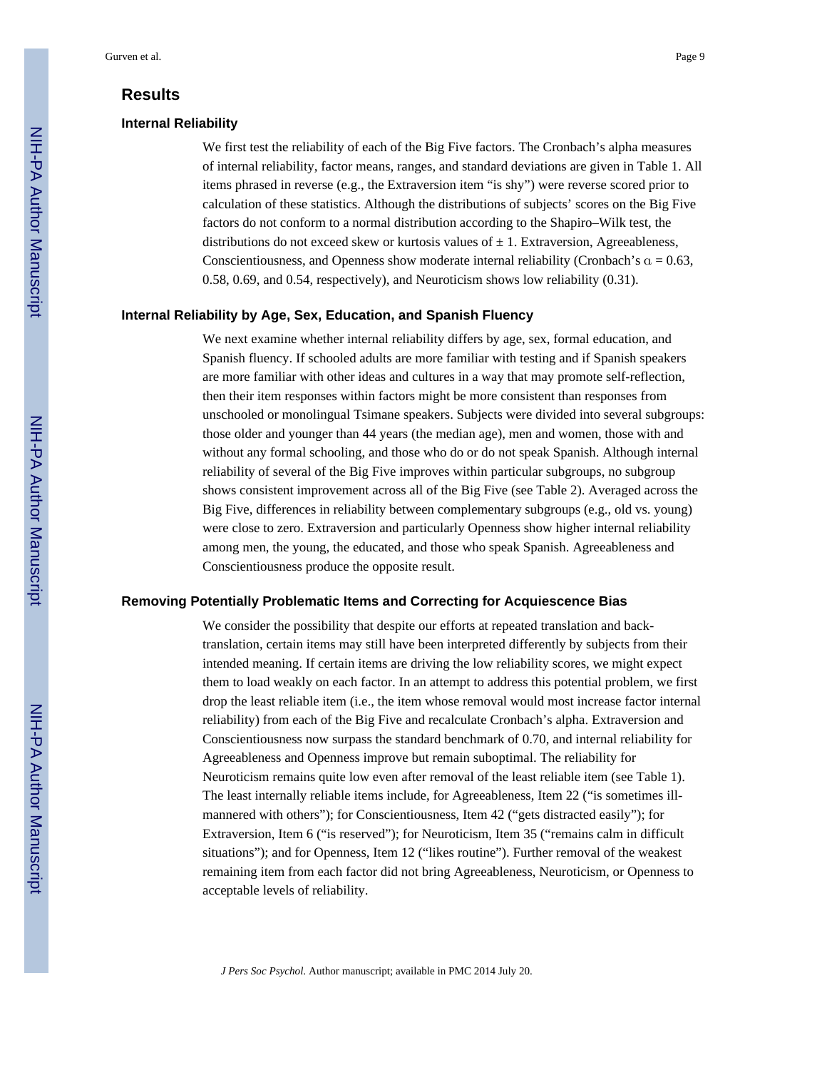## Results

### Internal Reliability

We first test the reliability of each of the Big Five factors. The Cronbach's alpha measures of internal reliability, factor means, ranges, and standard deviations are given in Table 1. All items phrased in reverse (e.g., the Extraversion item "is shy") were reverse scored prior to calculation of these statistics. Although the distributions of subjects' scores on the Big Five factors do not conform to a normal distribution according to the Shapiro–Wilk test, the distributions do not exceed skew or kurtosis values of ± 1. Extraversion, Agreeableness, Conscientiousness, and Openness show moderate internal reliability (Cronbach's $\alpha$ = 0.63, 0.58, 0.69, and 0.54, respectively), and Neuroticism shows low reliability (0.31).

### Internal Reliability by Age, Sex, Education, and Spanish Fluency

We next examine whether internal reliability differs by age, sex, formal education, and Spanish fluency. If schooled adults are more familiar with testing and if Spanish speakers are more familiar with other ideas and cultures in a way that may promote self-reflection, then their item responses within factors might be more consistent than responses from unschooled or monolingual Tsimane speakers. Subjects were divided into several subgroups: those older and younger than 44 years (the median age), men and women, those with and without any formal schooling, and those who do or do not speak Spanish. Although internal reliability of several of the Big Five improves within particular subgroups, no subgroup shows consistent improvement across all of the Big Five (see Table 2). Averaged across the Big Five, differences in reliability between complementary subgroups (e.g., old vs. young) were close to zero. Extraversion and particularly Openness show higher internal reliability among men, the young, the educated, and those who speak Spanish. Agreeableness and Conscientiousness produce the opposite result.

### Removing Potentially Problematic Items and Correcting for Acquiescence Bias

We consider the possibility that despite our efforts at repeated translation and back-translation, certain items may still have been interpreted differently by subjects from their intended meaning. If certain items are driving the low reliability scores, we might expect them to load weakly on each factor. In an attempt to address this potential problem, we first drop the least reliable item (i.e., the item whose removal would most increase factor internal reliability) from each of the Big Five and recalculate Cronbach's alpha. Extraversion and Conscientiousness now surpass the standard benchmark of 0.70, and internal reliability for Agreeableness and Openness improve but remain suboptimal. The reliability for Neuroticism remains quite low even after removal of the least reliable item (see Table 1). The least internally reliable items include, for Agreeableness, Item 22 ("is sometimes ill-mannered with others"); for Conscientiousness, Item 42 ("gets distracted easily"); for Extraversion, Item 6 ("is reserved"); for Neuroticism, Item 35 ("remains calm in difficult situations"); and for Openness, Item 12 ("likes routine"). Further removal of the weakest remaining item from each factor did not bring Agreeableness, Neuroticism, or Openness to acceptable levels of reliability.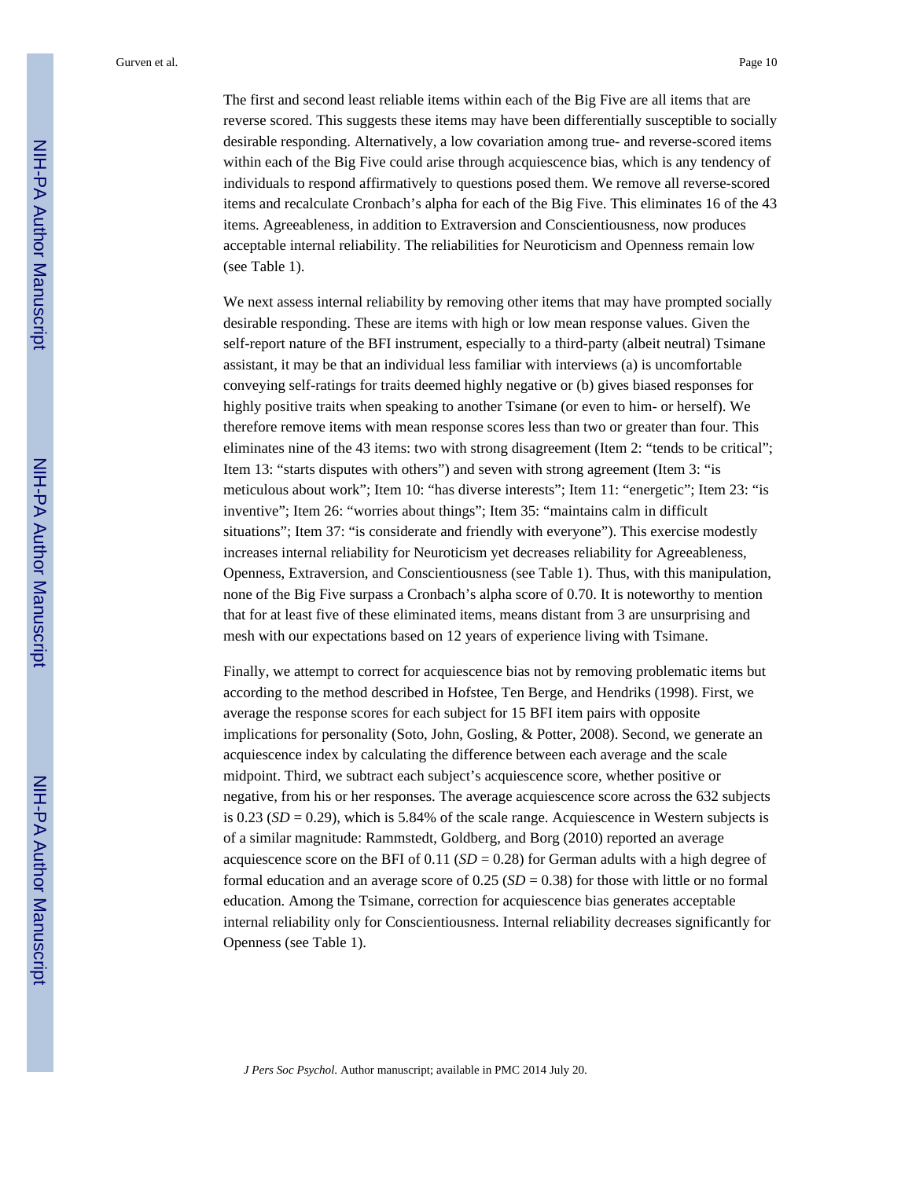The first and second least reliable items within each of the Big Five are all items that are reverse scored. This suggests these items may have been differentially susceptible to socially desirable responding. Alternatively, a low covariation among true- and reverse-scored items within each of the Big Five could arise through acquiescence bias, which is any tendency of individuals to respond affirmatively to questions posed them. We remove all reverse-scored items and recalculate Cronbach's alpha for each of the Big Five. This eliminates 16 of the 43 items. Agreeableness, in addition to Extraversion and Conscientiousness, now produces acceptable internal reliability. The reliabilities for Neuroticism and Openness remain low (see Table 1).

We next assess internal reliability by removing other items that may have prompted socially desirable responding. These are items with high or low mean response values. Given the self-report nature of the BFI instrument, especially to a third-party (albeit neutral) Tsimane assistant, it may be that an individual less familiar with interviews (a) is uncomfortable conveying self-ratings for traits deemed highly negative or (b) gives biased responses for highly positive traits when speaking to another Tsimane (or even to him- or herself). We therefore remove items with mean response scores less than two or greater than four. This eliminates nine of the 43 items: two with strong disagreement (Item 2: "tends to be critical"; Item 13: "starts disputes with others") and seven with strong agreement (Item 3: "is meticulous about work"; Item 10: "has diverse interests"; Item 11: "energetic"; Item 23: "is inventive"; Item 26: "worries about things"; Item 35: "maintains calm in difficult situations"; Item 37: "is considerate and friendly with everyone"). This exercise modestly increases internal reliability for Neuroticism yet decreases reliability for Agreeableness, Openness, Extraversion, and Conscientiousness (see Table 1). Thus, with this manipulation, none of the Big Five surpass a Cronbach's alpha score of 0.70. It is noteworthy to mention that for at least five of these eliminated items, means distant from 3 are unsurprising and mesh with our expectations based on 12 years of experience living with Tsimane.

Finally, we attempt to correct for acquiescence bias not by removing problematic items but according to the method described in Hofstee, Ten Berge, and Hendriks (1998). First, we average the response scores for each subject for 15 BFI item pairs with opposite implications for personality (Soto, John, Gosling, & Potter, 2008). Second, we generate an acquiescence index by calculating the difference between each average and the scale midpoint. Third, we subtract each subject's acquiescence score, whether positive or negative, from his or her responses. The average acquiescence score across the 632 subjects is 0.23 ($SD$ = 0.29), which is 5.84% of the scale range. Acquiescence in Western subjects is of a similar magnitude: Rammstedt, Goldberg, and Borg (2010) reported an average acquiescence score on the BFI of 0.11 ($SD$ = 0.28) for German adults with a high degree of formal education and an average score of 0.25 ($SD$ = 0.38) for those with little or no formal education. Among the Tsimane, correction for acquiescence bias generates acceptable internal reliability only for Conscientiousness. Internal reliability decreases significantly for Openness (see Table 1).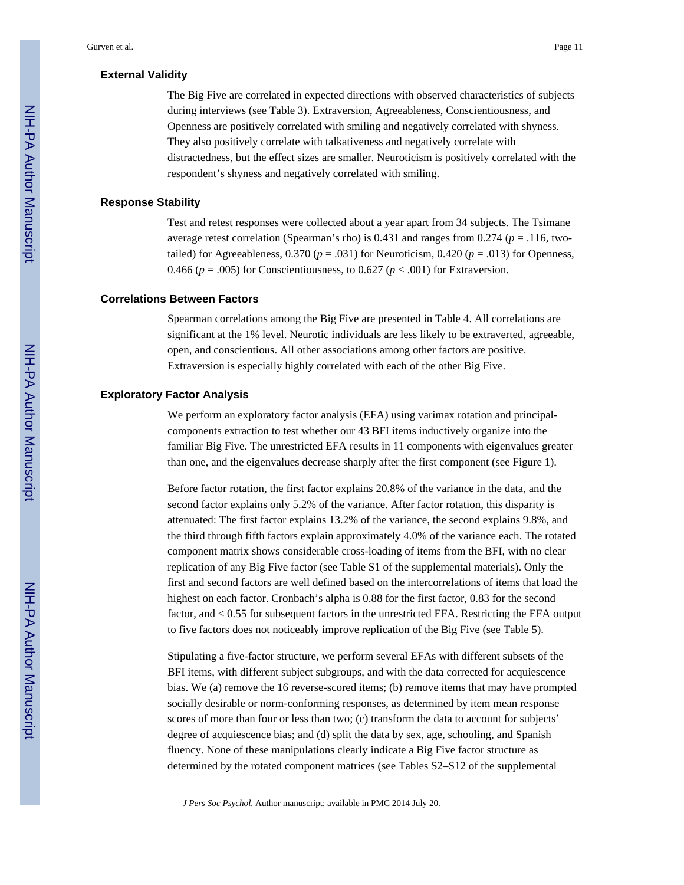### External Validity

The Big Five are correlated in expected directions with observed characteristics of subjects during interviews (see Table 3). Extraversion, Agreeableness, Conscientiousness, and Openness are positively correlated with smiling and negatively correlated with shyness. They also positively correlate with talkativeness and negatively correlate with distractedness, but the effect sizes are smaller. Neuroticism is positively correlated with the respondent's shyness and negatively correlated with smiling.

### Response Stability

Test and retest responses were collected about a year apart from 34 subjects. The Tsimane average retest correlation (Spearman's rho) is 0.431 and ranges from 0.274 ($p$ = .116, two-tailed) for Agreeableness, 0.370 ($p$ = .031) for Neuroticism, 0.420 ($p$ = .013) for Openness, 0.466 ($p$ = .005) for Conscientiousness, to 0.627 ($p$ < .001) for Extraversion.

### Correlations Between Factors

Spearman correlations among the Big Five are presented in Table 4. All correlations are significant at the 1% level. Neurotic individuals are less likely to be extraverted, agreeable, open, and conscientious. All other associations among other factors are positive. Extraversion is especially highly correlated with each of the other Big Five.

### Exploratory Factor Analysis

We perform an exploratory factor analysis (EFA) using varimax rotation and principal-components extraction to test whether our 43 BFI items inductively organize into the familiar Big Five. The unrestricted EFA results in 11 components with eigenvalues greater than one, and the eigenvalues decrease sharply after the first component (see Figure 1).

Before factor rotation, the first factor explains 20.8% of the variance in the data, and the second factor explains only 5.2% of the variance. After factor rotation, this disparity is attenuated: The first factor explains 13.2% of the variance, the second explains 9.8%, and the third through fifth factors explain approximately 4.0% of the variance each. The rotated component matrix shows considerable cross-loading of items from the BFI, with no clear replication of any Big Five factor (see Table S1 of the supplemental materials). Only the first and second factors are well defined based on the intercorrelations of items that load the highest on each factor. Cronbach's alpha is 0.88 for the first factor, 0.83 for the second factor, and < 0.55 for subsequent factors in the unrestricted EFA. Restricting the EFA output to five factors does not noticeably improve replication of the Big Five (see Table 5).

Stipulating a five-factor structure, we perform several EFAs with different subsets of the BFI items, with different subject subgroups, and with the data corrected for acquiescence bias. We (a) remove the 16 reverse-scored items; (b) remove items that may have prompted socially desirable or norm-conforming responses, as determined by item mean response scores of more than four or less than two; (c) transform the data to account for subjects' degree of acquiescence bias; and (d) split the data by sex, age, schooling, and Spanish fluency. None of these manipulations clearly indicate a Big Five factor structure as determined by the rotated component matrices (see Tables S2–S12 of the supplemental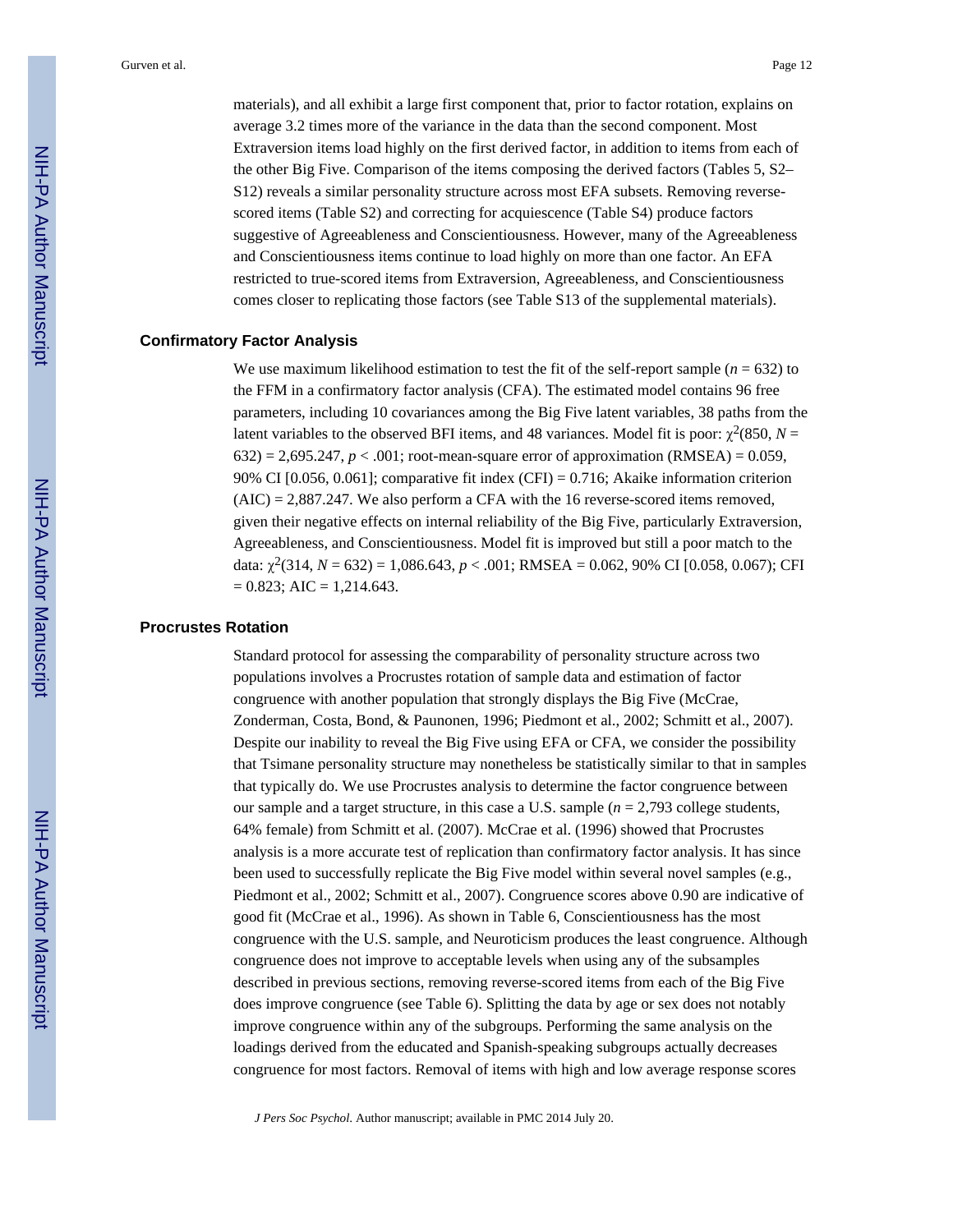materials), and all exhibit a large first component that, prior to factor rotation, explains on average 3.2 times more of the variance in the data than the second component. Most Extraversion items load highly on the first derived factor, in addition to items from each of the other Big Five. Comparison of the items composing the derived factors (Tables 5, S2–S12) reveals a similar personality structure across most EFA subsets. Removing reverse-scored items (Table S2) and correcting for acquiescence (Table S4) produce factors suggestive of Agreeableness and Conscientiousness. However, many of the Agreeableness and Conscientiousness items continue to load highly on more than one factor. An EFA restricted to true-scored items from Extraversion, Agreeableness, and Conscientiousness comes closer to replicating those factors (see Table S13 of the supplemental materials).

## Confirmatory Factor Analysis

We use maximum likelihood estimation to test the fit of the self-report sample ($n = 632$) to the FFM in a confirmatory factor analysis (CFA). The estimated model contains 96 free parameters, including 10 covariances among the Big Five latent variables, 38 paths from the latent variables to the observed BFI items, and 48 variances. Model fit is poor: $\chi^2(850, N = 632) = 2{,}695.247$, $p < .001$; root-mean-square error of approximation (RMSEA) = 0.059, 90% CI [0.056, 0.061]; comparative fit index (CFI) = 0.716; Akaike information criterion (AIC) = 2,887.247. We also perform a CFA with the 16 reverse-scored items removed, given their negative effects on internal reliability of the Big Five, particularly Extraversion, Agreeableness, and Conscientiousness. Model fit is improved but still a poor match to the data: $\chi^2(314, N = 632) = 1{,}086.643$, $p < .001$; RMSEA = 0.062, 90% CI [0.058, 0.067); CFI = 0.823; AIC = 1,214.643.

## Procrustes Rotation

Standard protocol for assessing the comparability of personality structure across two populations involves a Procrustes rotation of sample data and estimation of factor congruence with another population that strongly displays the Big Five (McCrae, Zonderman, Costa, Bond, & Paunonen, 1996; Piedmont et al., 2002; Schmitt et al., 2007). Despite our inability to reveal the Big Five using EFA or CFA, we consider the possibility that Tsimane personality structure may nonetheless be statistically similar to that in samples that typically do. We use Procrustes analysis to determine the factor congruence between our sample and a target structure, in this case a U.S. sample ($n = 2{,}793$ college students, 64% female) from Schmitt et al. (2007). McCrae et al. (1996) showed that Procrustes analysis is a more accurate test of replication than confirmatory factor analysis. It has since been used to successfully replicate the Big Five model within several novel samples (e.g., Piedmont et al., 2002; Schmitt et al., 2007). Congruence scores above 0.90 are indicative of good fit (McCrae et al., 1996). As shown in Table 6, Conscientiousness has the most congruence with the U.S. sample, and Neuroticism produces the least congruence. Although congruence does not improve to acceptable levels when using any of the subsamples described in previous sections, removing reverse-scored items from each of the Big Five does improve congruence (see Table 6). Splitting the data by age or sex does not notably improve congruence within any of the subgroups. Performing the same analysis on the loadings derived from the educated and Spanish-speaking subgroups actually decreases congruence for most factors. Removal of items with high and low average response scores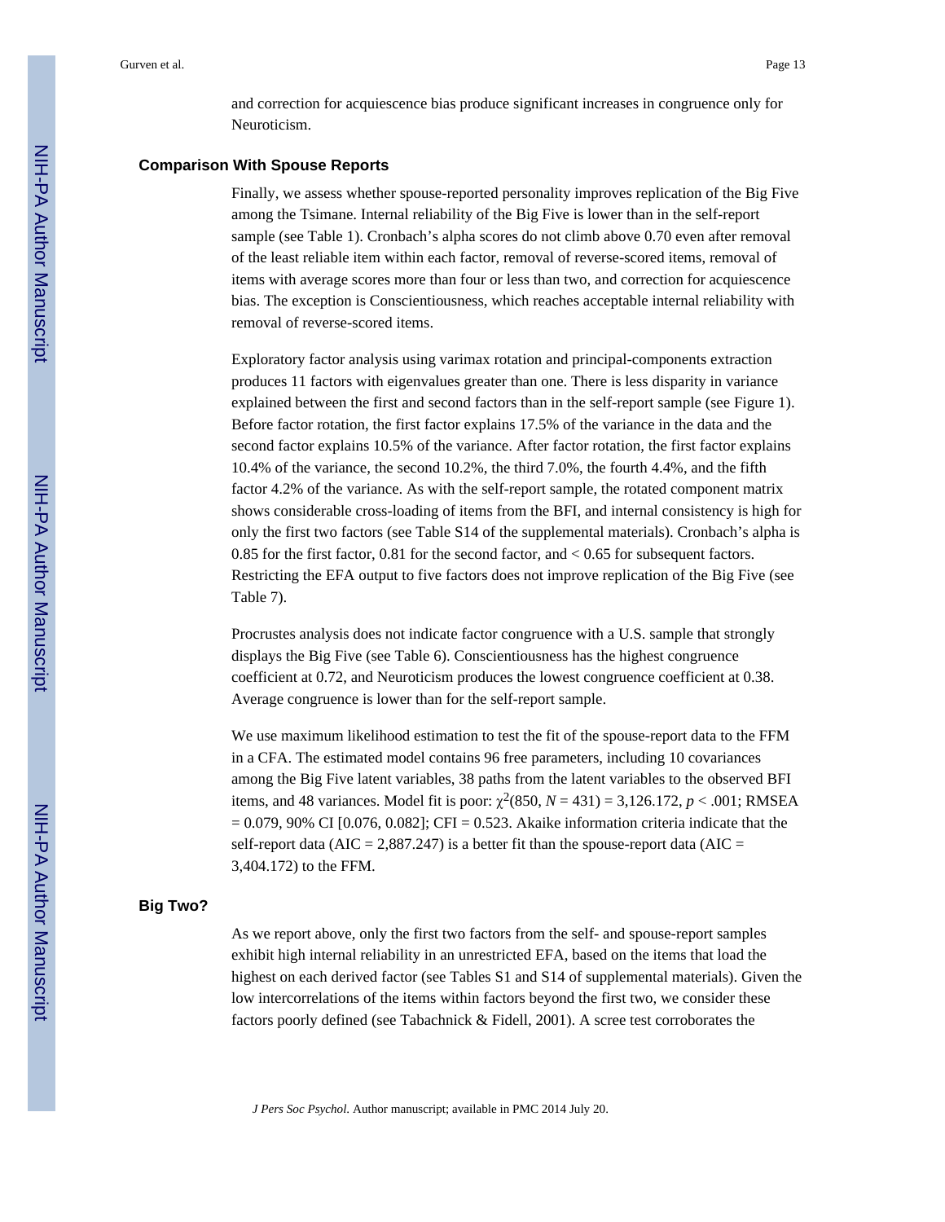and correction for acquiescence bias produce significant increases in congruence only for Neuroticism.

### Comparison With Spouse Reports

Finally, we assess whether spouse-reported personality improves replication of the Big Five among the Tsimane. Internal reliability of the Big Five is lower than in the self-report sample (see Table 1). Cronbach's alpha scores do not climb above 0.70 even after removal of the least reliable item within each factor, removal of reverse-scored items, removal of items with average scores more than four or less than two, and correction for acquiescence bias. The exception is Conscientiousness, which reaches acceptable internal reliability with removal of reverse-scored items.

Exploratory factor analysis using varimax rotation and principal-components extraction produces 11 factors with eigenvalues greater than one. There is less disparity in variance explained between the first and second factors than in the self-report sample (see Figure 1). Before factor rotation, the first factor explains 17.5% of the variance in the data and the second factor explains 10.5% of the variance. After factor rotation, the first factor explains 10.4% of the variance, the second 10.2%, the third 7.0%, the fourth 4.4%, and the fifth factor 4.2% of the variance. As with the self-report sample, the rotated component matrix shows considerable cross-loading of items from the BFI, and internal consistency is high for only the first two factors (see Table S14 of the supplemental materials). Cronbach's alpha is 0.85 for the first factor, 0.81 for the second factor, and < 0.65 for subsequent factors. Restricting the EFA output to five factors does not improve replication of the Big Five (see Table 7).

Procrustes analysis does not indicate factor congruence with a U.S. sample that strongly displays the Big Five (see Table 6). Conscientiousness has the highest congruence coefficient at 0.72, and Neuroticism produces the lowest congruence coefficient at 0.38. Average congruence is lower than for the self-report sample.

We use maximum likelihood estimation to test the fit of the spouse-report data to the FFM in a CFA. The estimated model contains 96 free parameters, including 10 covariances among the Big Five latent variables, 38 paths from the latent variables to the observed BFI items, and 48 variances. Model fit is poor: $\chi^2(850, N = 431) = 3{,}126.172$, $p < .001$; RMSEA = 0.079, 90% CI [0.076, 0.082]; CFI = 0.523. Akaike information criteria indicate that the self-report data (AIC = 2,887.247) is a better fit than the spouse-report data (AIC = 3,404.172) to the FFM.

### Big Two?

As we report above, only the first two factors from the self- and spouse-report samples exhibit high internal reliability in an unrestricted EFA, based on the items that load the highest on each derived factor (see Tables S1 and S14 of supplemental materials). Given the low intercorrelations of the items within factors beyond the first two, we consider these factors poorly defined (see Tabachnick & Fidell, 2001). A scree test corroborates the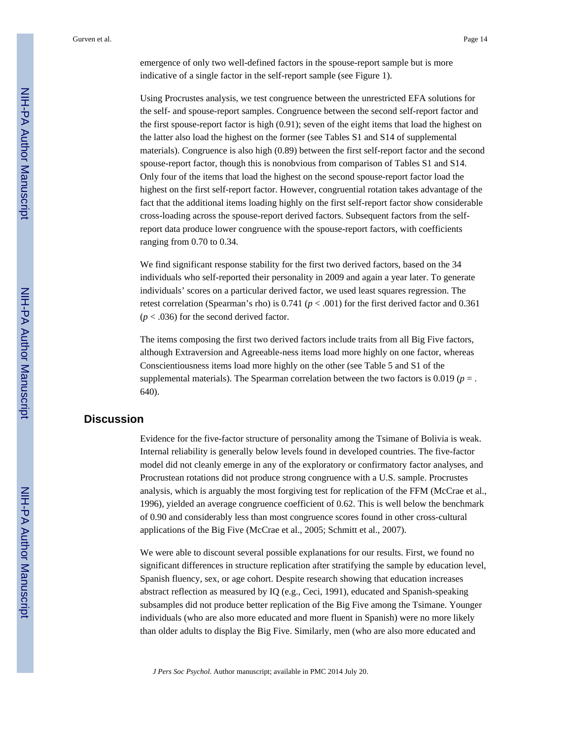emergence of only two well-defined factors in the spouse-report sample but is more indicative of a single factor in the self-report sample (see Figure 1).

Using Procrustes analysis, we test congruence between the unrestricted EFA solutions for the self- and spouse-report samples. Congruence between the second self-report factor and the first spouse-report factor is high (0.91); seven of the eight items that load the highest on the latter also load the highest on the former (see Tables S1 and S14 of supplemental materials). Congruence is also high (0.89) between the first self-report factor and the second spouse-report factor, though this is nonobvious from comparison of Tables S1 and S14. Only four of the items that load the highest on the second spouse-report factor load the highest on the first self-report factor. However, congruential rotation takes advantage of the fact that the additional items loading highly on the first self-report factor show considerable cross-loading across the spouse-report derived factors. Subsequent factors from the self-report data produce lower congruence with the spouse-report factors, with coefficients ranging from 0.70 to 0.34.

We find significant response stability for the first two derived factors, based on the 34 individuals who self-reported their personality in 2009 and again a year later. To generate individuals' scores on a particular derived factor, we used least squares regression. The retest correlation (Spearman's rho) is 0.741 ($p < .001$) for the first derived factor and 0.361 ($p < .036$) for the second derived factor.

The items composing the first two derived factors include traits from all Big Five factors, although Extraversion and Agreeable-ness items load more highly on one factor, whereas Conscientiousness items load more highly on the other (see Table 5 and S1 of the supplemental materials). The Spearman correlation between the two factors is 0.019 ($p = .640$).

## Discussion

Evidence for the five-factor structure of personality among the Tsimane of Bolivia is weak. Internal reliability is generally below levels found in developed countries. The five-factor model did not cleanly emerge in any of the exploratory or confirmatory factor analyses, and Procrustean rotations did not produce strong congruence with a U.S. sample. Procrustes analysis, which is arguably the most forgiving test for replication of the FFM (McCrae et al., 1996), yielded an average congruence coefficient of 0.62. This is well below the benchmark of 0.90 and considerably less than most congruence scores found in other cross-cultural applications of the Big Five (McCrae et al., 2005; Schmitt et al., 2007).

We were able to discount several possible explanations for our results. First, we found no significant differences in structure replication after stratifying the sample by education level, Spanish fluency, sex, or age cohort. Despite research showing that education increases abstract reflection as measured by IQ (e.g., Ceci, 1991), educated and Spanish-speaking subsamples did not produce better replication of the Big Five among the Tsimane. Younger individuals (who are also more educated and more fluent in Spanish) were no more likely than older adults to display the Big Five. Similarly, men (who are also more educated and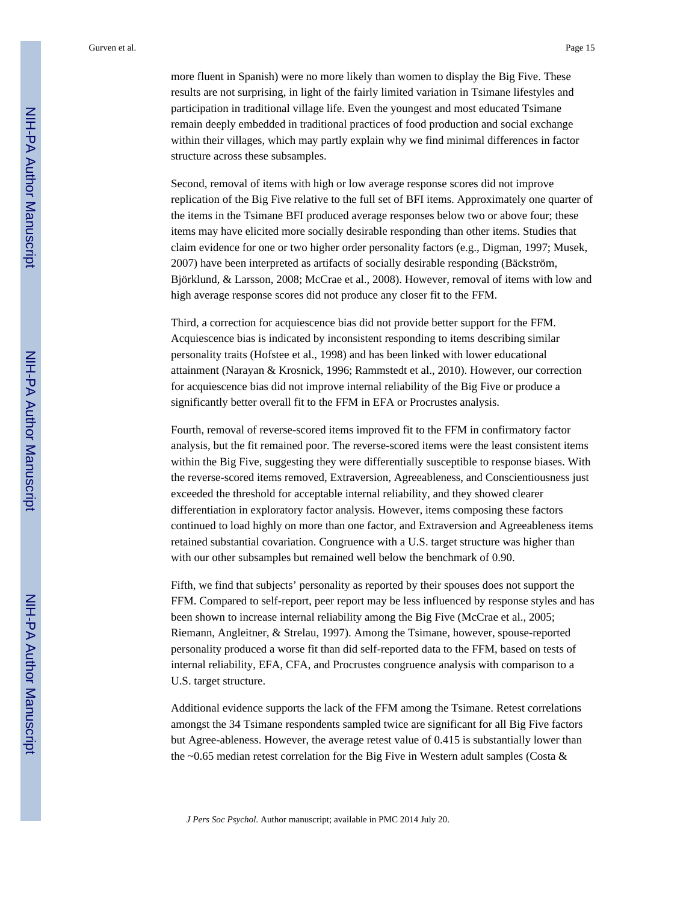more fluent in Spanish) were no more likely than women to display the Big Five. These results are not surprising, in light of the fairly limited variation in Tsimane lifestyles and participation in traditional village life. Even the youngest and most educated Tsimane remain deeply embedded in traditional practices of food production and social exchange within their villages, which may partly explain why we find minimal differences in factor structure across these subsamples.

Second, removal of items with high or low average response scores did not improve replication of the Big Five relative to the full set of BFI items. Approximately one quarter of the items in the Tsimane BFI produced average responses below two or above four; these items may have elicited more socially desirable responding than other items. Studies that claim evidence for one or two higher order personality factors (e.g., Digman, 1997; Musek, 2007) have been interpreted as artifacts of socially desirable responding (Bäckström, Björklund, & Larsson, 2008; McCrae et al., 2008). However, removal of items with low and high average response scores did not produce any closer fit to the FFM.

Third, a correction for acquiescence bias did not provide better support for the FFM. Acquiescence bias is indicated by inconsistent responding to items describing similar personality traits (Hofstee et al., 1998) and has been linked with lower educational attainment (Narayan & Krosnick, 1996; Rammstedt et al., 2010). However, our correction for acquiescence bias did not improve internal reliability of the Big Five or produce a significantly better overall fit to the FFM in EFA or Procrustes analysis.

Fourth, removal of reverse-scored items improved fit to the FFM in confirmatory factor analysis, but the fit remained poor. The reverse-scored items were the least consistent items within the Big Five, suggesting they were differentially susceptible to response biases. With the reverse-scored items removed, Extraversion, Agreeableness, and Conscientiousness just exceeded the threshold for acceptable internal reliability, and they showed clearer differentiation in exploratory factor analysis. However, items composing these factors continued to load highly on more than one factor, and Extraversion and Agreeableness items retained substantial covariation. Congruence with a U.S. target structure was higher than with our other subsamples but remained well below the benchmark of 0.90.

Fifth, we find that subjects' personality as reported by their spouses does not support the FFM. Compared to self-report, peer report may be less influenced by response styles and has been shown to increase internal reliability among the Big Five (McCrae et al., 2005; Riemann, Angleitner, & Strelau, 1997). Among the Tsimane, however, spouse-reported personality produced a worse fit than did self-reported data to the FFM, based on tests of internal reliability, EFA, CFA, and Procrustes congruence analysis with comparison to a U.S. target structure.

Additional evidence supports the lack of the FFM among the Tsimane. Retest correlations amongst the 34 Tsimane respondents sampled twice are significant for all Big Five factors but Agree-ableness. However, the average retest value of 0.415 is substantially lower than the ~0.65 median retest correlation for the Big Five in Western adult samples (Costa &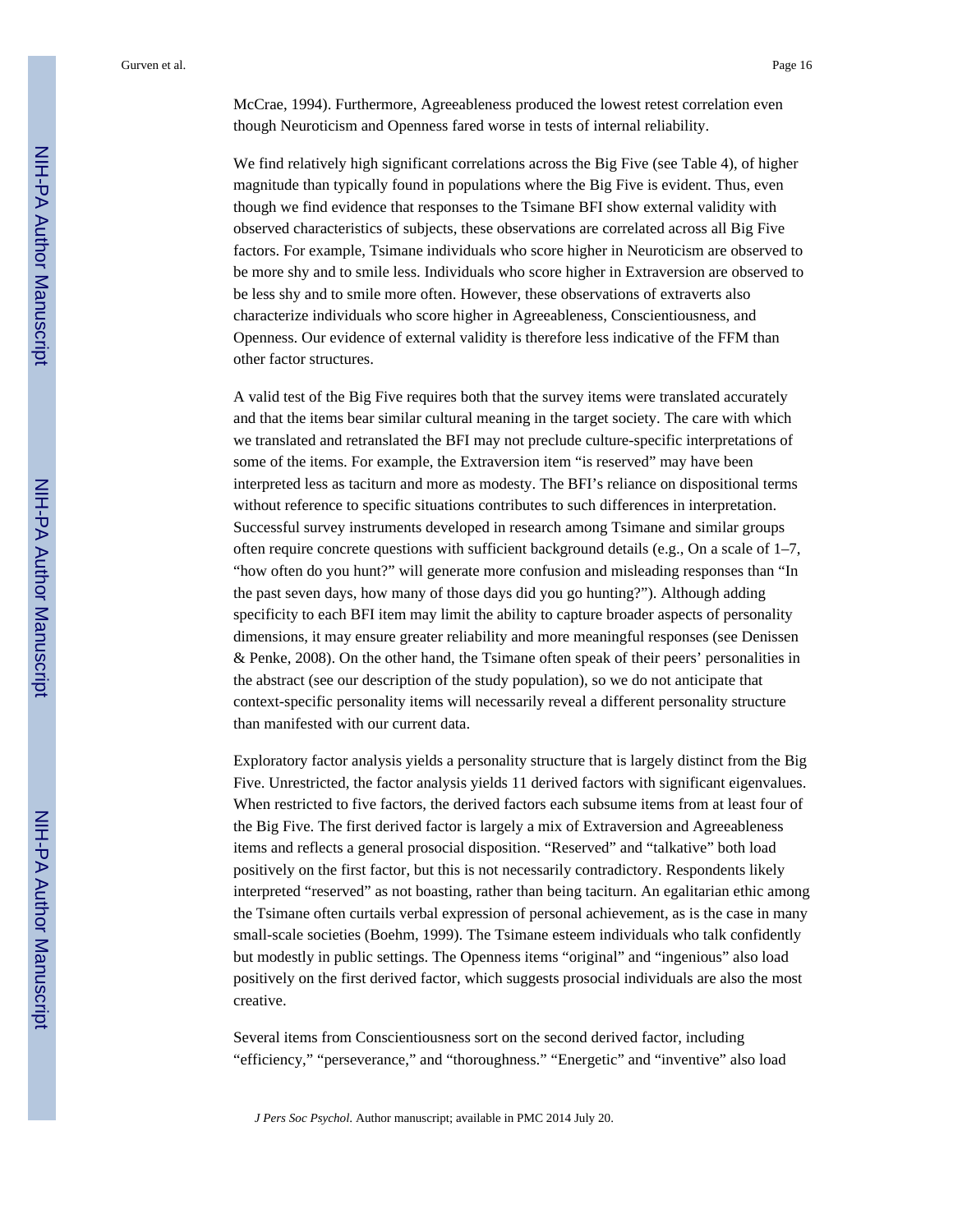McCrae, 1994). Furthermore, Agreeableness produced the lowest retest correlation even though Neuroticism and Openness fared worse in tests of internal reliability.

We find relatively high significant correlations across the Big Five (see Table 4), of higher magnitude than typically found in populations where the Big Five is evident. Thus, even though we find evidence that responses to the Tsimane BFI show external validity with observed characteristics of subjects, these observations are correlated across all Big Five factors. For example, Tsimane individuals who score higher in Neuroticism are observed to be more shy and to smile less. Individuals who score higher in Extraversion are observed to be less shy and to smile more often. However, these observations of extraverts also characterize individuals who score higher in Agreeableness, Conscientiousness, and Openness. Our evidence of external validity is therefore less indicative of the FFM than other factor structures.

A valid test of the Big Five requires both that the survey items were translated accurately and that the items bear similar cultural meaning in the target society. The care with which we translated and retranslated the BFI may not preclude culture-specific interpretations of some of the items. For example, the Extraversion item "is reserved" may have been interpreted less as taciturn and more as modesty. The BFI's reliance on dispositional terms without reference to specific situations contributes to such differences in interpretation. Successful survey instruments developed in research among Tsimane and similar groups often require concrete questions with sufficient background details (e.g., On a scale of 1–7, "how often do you hunt?" will generate more confusion and misleading responses than "In the past seven days, how many of those days did you go hunting?"). Although adding specificity to each BFI item may limit the ability to capture broader aspects of personality dimensions, it may ensure greater reliability and more meaningful responses (see Denissen & Penke, 2008). On the other hand, the Tsimane often speak of their peers' personalities in the abstract (see our description of the study population), so we do not anticipate that context-specific personality items will necessarily reveal a different personality structure than manifested with our current data.

Exploratory factor analysis yields a personality structure that is largely distinct from the Big Five. Unrestricted, the factor analysis yields 11 derived factors with significant eigenvalues. When restricted to five factors, the derived factors each subsume items from at least four of the Big Five. The first derived factor is largely a mix of Extraversion and Agreeableness items and reflects a general prosocial disposition. "Reserved" and "talkative" both load positively on the first factor, but this is not necessarily contradictory. Respondents likely interpreted "reserved" as not boasting, rather than being taciturn. An egalitarian ethic among the Tsimane often curtails verbal expression of personal achievement, as is the case in many small-scale societies (Boehm, 1999). The Tsimane esteem individuals who talk confidently but modestly in public settings. The Openness items "original" and "ingenious" also load positively on the first derived factor, which suggests prosocial individuals are also the most creative.

Several items from Conscientiousness sort on the second derived factor, including "efficiency," "perseverance," and "thoroughness." "Energetic" and "inventive" also load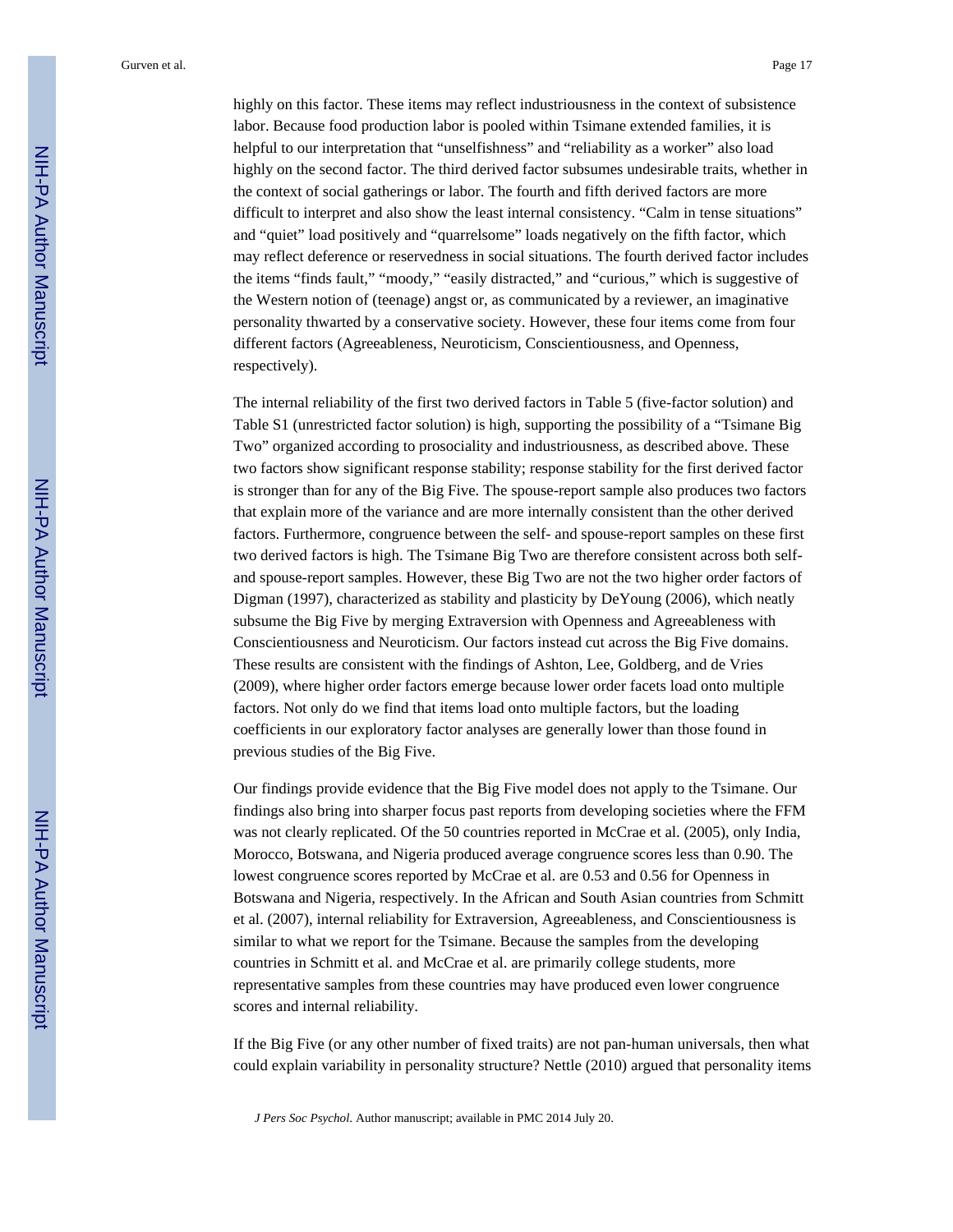highly on this factor. These items may reflect industriousness in the context of subsistence labor. Because food production labor is pooled within Tsimane extended families, it is helpful to our interpretation that "unselfishness" and "reliability as a worker" also load highly on the second factor. The third derived factor subsumes undesirable traits, whether in the context of social gatherings or labor. The fourth and fifth derived factors are more difficult to interpret and also show the least internal consistency. "Calm in tense situations" and "quiet" load positively and "quarrelsome" loads negatively on the fifth factor, which may reflect deference or reservedness in social situations. The fourth derived factor includes the items "finds fault," "moody," "easily distracted," and "curious," which is suggestive of the Western notion of (teenage) angst or, as communicated by a reviewer, an imaginative personality thwarted by a conservative society. However, these four items come from four different factors (Agreeableness, Neuroticism, Conscientiousness, and Openness, respectively).

The internal reliability of the first two derived factors in Table 5 (five-factor solution) and Table S1 (unrestricted factor solution) is high, supporting the possibility of a "Tsimane Big Two" organized according to prosociality and industriousness, as described above. These two factors show significant response stability; response stability for the first derived factor is stronger than for any of the Big Five. The spouse-report sample also produces two factors that explain more of the variance and are more internally consistent than the other derived factors. Furthermore, congruence between the self- and spouse-report samples on these first two derived factors is high. The Tsimane Big Two are therefore consistent across both self- and spouse-report samples. However, these Big Two are not the two higher order factors of Digman (1997), characterized as stability and plasticity by DeYoung (2006), which neatly subsume the Big Five by merging Extraversion with Openness and Agreeableness with Conscientiousness and Neuroticism. Our factors instead cut across the Big Five domains. These results are consistent with the findings of Ashton, Lee, Goldberg, and de Vries (2009), where higher order factors emerge because lower order facets load onto multiple factors. Not only do we find that items load onto multiple factors, but the loading coefficients in our exploratory factor analyses are generally lower than those found in previous studies of the Big Five.

Our findings provide evidence that the Big Five model does not apply to the Tsimane. Our findings also bring into sharper focus past reports from developing societies where the FFM was not clearly replicated. Of the 50 countries reported in McCrae et al. (2005), only India, Morocco, Botswana, and Nigeria produced average congruence scores less than 0.90. The lowest congruence scores reported by McCrae et al. are 0.53 and 0.56 for Openness in Botswana and Nigeria, respectively. In the African and South Asian countries from Schmitt et al. (2007), internal reliability for Extraversion, Agreeableness, and Conscientiousness is similar to what we report for the Tsimane. Because the samples from the developing countries in Schmitt et al. and McCrae et al. are primarily college students, more representative samples from these countries may have produced even lower congruence scores and internal reliability.

If the Big Five (or any other number of fixed traits) are not pan-human universals, then what could explain variability in personality structure? Nettle (2010) argued that personality items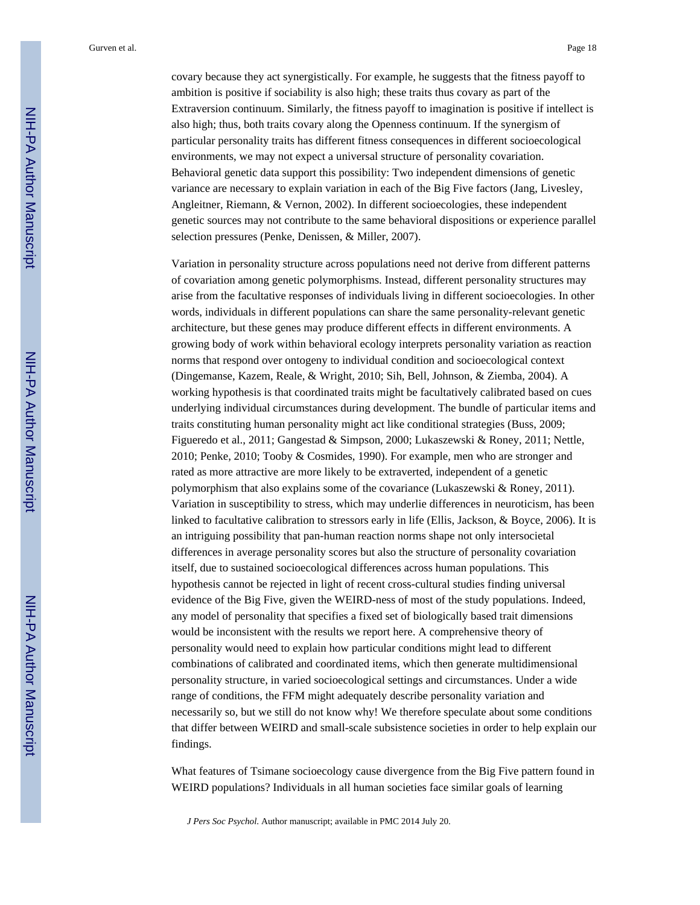covary because they act synergistically. For example, he suggests that the fitness payoff to ambition is positive if sociability is also high; these traits thus covary as part of the Extraversion continuum. Similarly, the fitness payoff to imagination is positive if intellect is also high; thus, both traits covary along the Openness continuum. If the synergism of particular personality traits has different fitness consequences in different socioecological environments, we may not expect a universal structure of personality covariation. Behavioral genetic data support this possibility: Two independent dimensions of genetic variance are necessary to explain variation in each of the Big Five factors (Jang, Livesley, Angleitner, Riemann, & Vernon, 2002). In different socioecologies, these independent genetic sources may not contribute to the same behavioral dispositions or experience parallel selection pressures (Penke, Denissen, & Miller, 2007).

Variation in personality structure across populations need not derive from different patterns of covariation among genetic polymorphisms. Instead, different personality structures may arise from the facultative responses of individuals living in different socioecologies. In other words, individuals in different populations can share the same personality-relevant genetic architecture, but these genes may produce different effects in different environments. A growing body of work within behavioral ecology interprets personality variation as reaction norms that respond over ontogeny to individual condition and socioecological context (Dingemanse, Kazem, Reale, & Wright, 2010; Sih, Bell, Johnson, & Ziemba, 2004). A working hypothesis is that coordinated traits might be facultatively calibrated based on cues underlying individual circumstances during development. The bundle of particular items and traits constituting human personality might act like conditional strategies (Buss, 2009; Figueredo et al., 2011; Gangestad & Simpson, 2000; Lukaszewski & Roney, 2011; Nettle, 2010; Penke, 2010; Tooby & Cosmides, 1990). For example, men who are stronger and rated as more attractive are more likely to be extraverted, independent of a genetic polymorphism that also explains some of the covariance (Lukaszewski & Roney, 2011). Variation in susceptibility to stress, which may underlie differences in neuroticism, has been linked to facultative calibration to stressors early in life (Ellis, Jackson, & Boyce, 2006). It is an intriguing possibility that pan-human reaction norms shape not only intersocietal differences in average personality scores but also the structure of personality covariation itself, due to sustained socioecological differences across human populations. This hypothesis cannot be rejected in light of recent cross-cultural studies finding universal evidence of the Big Five, given the WEIRD-ness of most of the study populations. Indeed, any model of personality that specifies a fixed set of biologically based trait dimensions would be inconsistent with the results we report here. A comprehensive theory of personality would need to explain how particular conditions might lead to different combinations of calibrated and coordinated items, which then generate multidimensional personality structure, in varied socioecological settings and circumstances. Under a wide range of conditions, the FFM might adequately describe personality variation and necessarily so, but we still do not know why! We therefore speculate about some conditions that differ between WEIRD and small-scale subsistence societies in order to help explain our findings.

What features of Tsimane socioecology cause divergence from the Big Five pattern found in WEIRD populations? Individuals in all human societies face similar goals of learning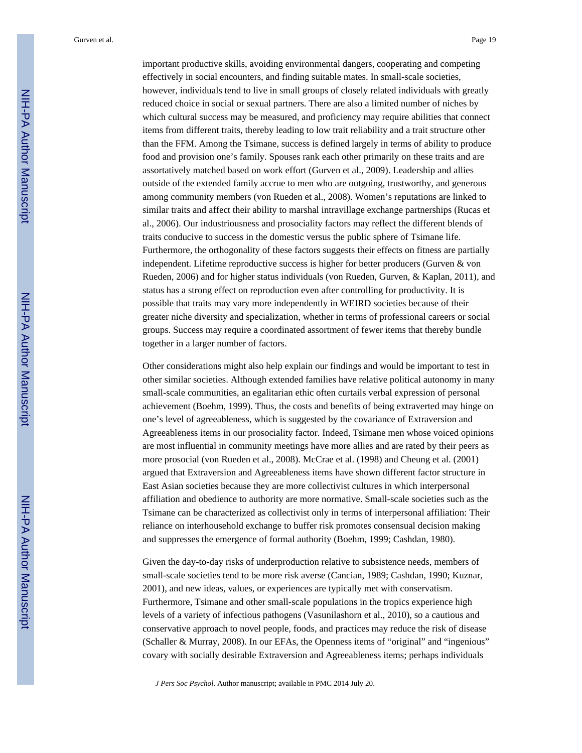important productive skills, avoiding environmental dangers, cooperating and competing effectively in social encounters, and finding suitable mates. In small-scale societies, however, individuals tend to live in small groups of closely related individuals with greatly reduced choice in social or sexual partners. There are also a limited number of niches by which cultural success may be measured, and proficiency may require abilities that connect items from different traits, thereby leading to low trait reliability and a trait structure other than the FFM. Among the Tsimane, success is defined largely in terms of ability to produce food and provision one's family. Spouses rank each other primarily on these traits and are assortatively matched based on work effort (Gurven et al., 2009). Leadership and allies outside of the extended family accrue to men who are outgoing, trustworthy, and generous among community members (von Rueden et al., 2008). Women's reputations are linked to similar traits and affect their ability to marshal intravillage exchange partnerships (Rucas et al., 2006). Our industriousness and prosociality factors may reflect the different blends of traits conducive to success in the domestic versus the public sphere of Tsimane life. Furthermore, the orthogonality of these factors suggests their effects on fitness are partially independent. Lifetime reproductive success is higher for better producers (Gurven & von Rueden, 2006) and for higher status individuals (von Rueden, Gurven, & Kaplan, 2011), and status has a strong effect on reproduction even after controlling for productivity. It is possible that traits may vary more independently in WEIRD societies because of their greater niche diversity and specialization, whether in terms of professional careers or social groups. Success may require a coordinated assortment of fewer items that thereby bundle together in a larger number of factors.

Other considerations might also help explain our findings and would be important to test in other similar societies. Although extended families have relative political autonomy in many small-scale communities, an egalitarian ethic often curtails verbal expression of personal achievement (Boehm, 1999). Thus, the costs and benefits of being extraverted may hinge on one's level of agreeableness, which is suggested by the covariance of Extraversion and Agreeableness items in our prosociality factor. Indeed, Tsimane men whose voiced opinions are most influential in community meetings have more allies and are rated by their peers as more prosocial (von Rueden et al., 2008). McCrae et al. (1998) and Cheung et al. (2001) argued that Extraversion and Agreeableness items have shown different factor structure in East Asian societies because they are more collectivist cultures in which interpersonal affiliation and obedience to authority are more normative. Small-scale societies such as the Tsimane can be characterized as collectivist only in terms of interpersonal affiliation: Their reliance on interhousehold exchange to buffer risk promotes consensual decision making and suppresses the emergence of formal authority (Boehm, 1999; Cashdan, 1980).

Given the day-to-day risks of underproduction relative to subsistence needs, members of small-scale societies tend to be more risk averse (Cancian, 1989; Cashdan, 1990; Kuznar, 2001), and new ideas, values, or experiences are typically met with conservatism. Furthermore, Tsimane and other small-scale populations in the tropics experience high levels of a variety of infectious pathogens (Vasunilashorn et al., 2010), so a cautious and conservative approach to novel people, foods, and practices may reduce the risk of disease (Schaller & Murray, 2008). In our EFAs, the Openness items of "original" and "ingenious" covary with socially desirable Extraversion and Agreeableness items; perhaps individuals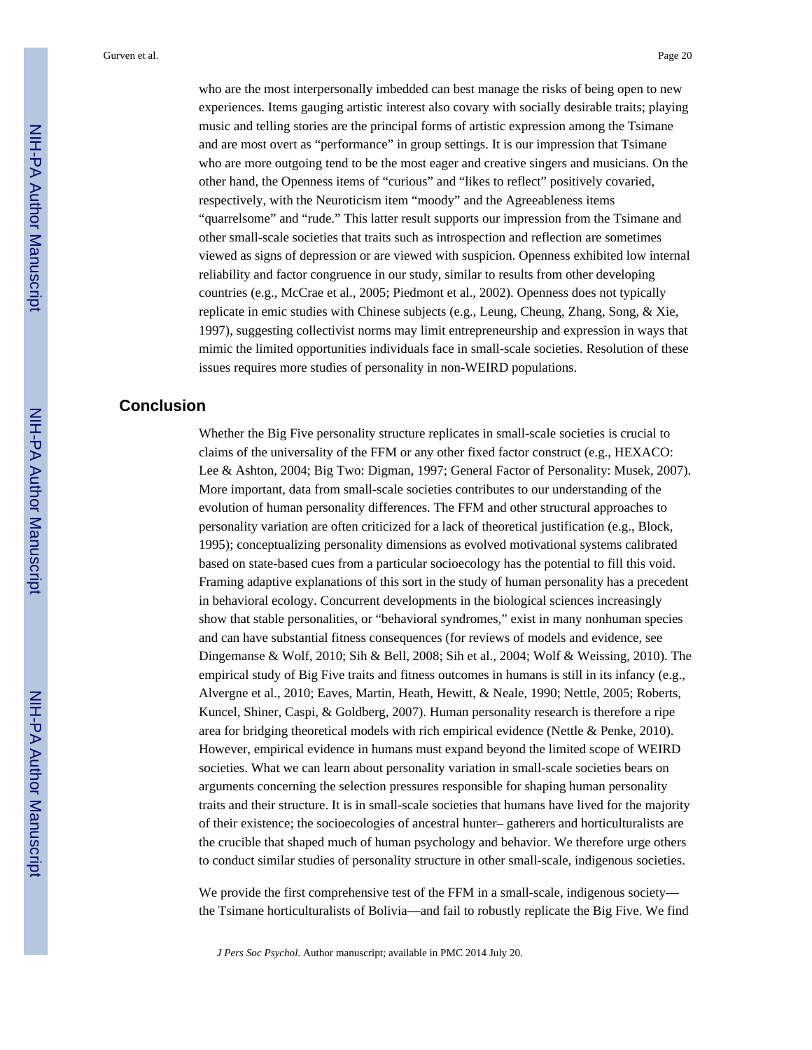who are the most interpersonally imbedded can best manage the risks of being open to new experiences. Items gauging artistic interest also covary with socially desirable traits; playing music and telling stories are the principal forms of artistic expression among the Tsimane and are most overt as "performance" in group settings. It is our impression that Tsimane who are more outgoing tend to be the most eager and creative singers and musicians. On the other hand, the Openness items of "curious" and "likes to reflect" positively covaried, respectively, with the Neuroticism item "moody" and the Agreeableness items "quarrelsome" and "rude." This latter result supports our impression from the Tsimane and other small-scale societies that traits such as introspection and reflection are sometimes viewed as signs of depression or are viewed with suspicion. Openness exhibited low internal reliability and factor congruence in our study, similar to results from other developing countries (e.g., McCrae et al., 2005; Piedmont et al., 2002). Openness does not typically replicate in emic studies with Chinese subjects (e.g., Leung, Cheung, Zhang, Song, & Xie, 1997), suggesting collectivist norms may limit entrepreneurship and expression in ways that mimic the limited opportunities individuals face in small-scale societies. Resolution of these issues requires more studies of personality in non-WEIRD populations.

## Conclusion

Whether the Big Five personality structure replicates in small-scale societies is crucial to claims of the universality of the FFM or any other fixed factor construct (e.g., HEXACO: Lee & Ashton, 2004; Big Two: Digman, 1997; General Factor of Personality: Musek, 2007). More important, data from small-scale societies contributes to our understanding of the evolution of human personality differences. The FFM and other structural approaches to personality variation are often criticized for a lack of theoretical justification (e.g., Block, 1995); conceptualizing personality dimensions as evolved motivational systems calibrated based on state-based cues from a particular socioecology has the potential to fill this void. Framing adaptive explanations of this sort in the study of human personality has a precedent in behavioral ecology. Concurrent developments in the biological sciences increasingly show that stable personalities, or "behavioral syndromes," exist in many nonhuman species and can have substantial fitness consequences (for reviews of models and evidence, see Dingemanse & Wolf, 2010; Sih & Bell, 2008; Sih et al., 2004; Wolf & Weissing, 2010). The empirical study of Big Five traits and fitness outcomes in humans is still in its infancy (e.g., Alvergne et al., 2010; Eaves, Martin, Heath, Hewitt, & Neale, 1990; Nettle, 2005; Roberts, Kuncel, Shiner, Caspi, & Goldberg, 2007). Human personality research is therefore a ripe area for bridging theoretical models with rich empirical evidence (Nettle & Penke, 2010). However, empirical evidence in humans must expand beyond the limited scope of WEIRD societies. What we can learn about personality variation in small-scale societies bears on arguments concerning the selection pressures responsible for shaping human personality traits and their structure. It is in small-scale societies that humans have lived for the majority of their existence; the socioecologies of ancestral hunter– gatherers and horticulturalists are the crucible that shaped much of human psychology and behavior. We therefore urge others to conduct similar studies of personality structure in other small-scale, indigenous societies.

We provide the first comprehensive test of the FFM in a small-scale, indigenous society—the Tsimane horticulturalists of Bolivia—and fail to robustly replicate the Big Five. We find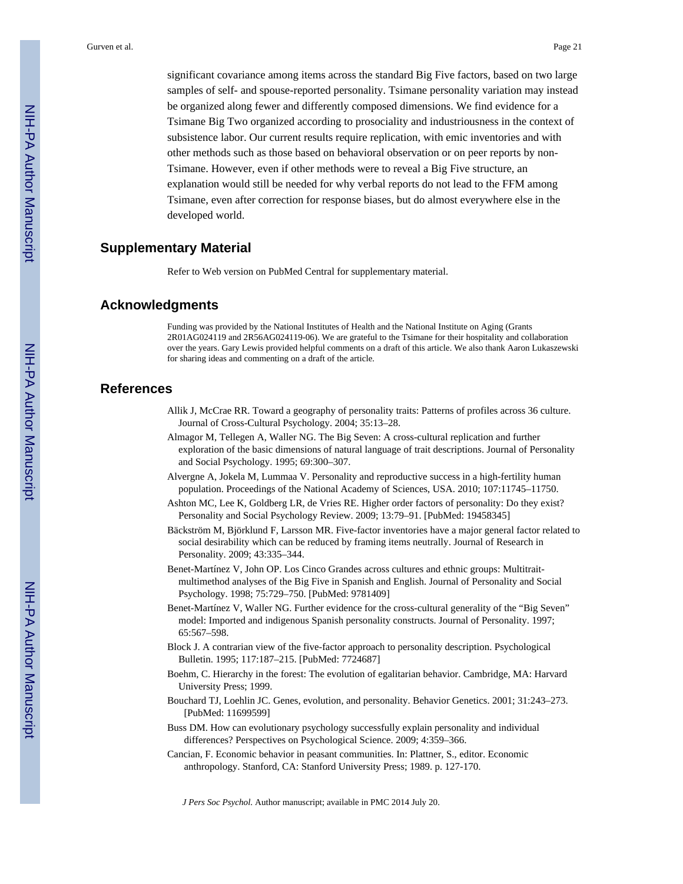significant covariance among items across the standard Big Five factors, based on two large samples of self- and spouse-reported personality. Tsimane personality variation may instead be organized along fewer and differently composed dimensions. We find evidence for a Tsimane Big Two organized according to prosociality and industriousness in the context of subsistence labor. Our current results require replication, with emic inventories and with other methods such as those based on behavioral observation or on peer reports by non-Tsimane. However, even if other methods were to reveal a Big Five structure, an explanation would still be needed for why verbal reports do not lead to the FFM among Tsimane, even after correction for response biases, but do almost everywhere else in the developed world.

## Supplementary Material

Refer to Web version on PubMed Central for supplementary material.

## Acknowledgments

Funding was provided by the National Institutes of Health and the National Institute on Aging (Grants 2R01AG024119 and 2R56AG024119-06). We are grateful to the Tsimane for their hospitality and collaboration over the years. Gary Lewis provided helpful comments on a draft of this article. We also thank Aaron Lukaszewski for sharing ideas and commenting on a draft of the article.

## References

Allik J, McCrae RR. Toward a geography of personality traits: Patterns of profiles across 36 culture. Journal of Cross-Cultural Psychology. 2004; 35:13–28.

Almagor M, Tellegen A, Waller NG. The Big Seven: A cross-cultural replication and further exploration of the basic dimensions of natural language of trait descriptions. Journal of Personality and Social Psychology. 1995; 69:300–307.

Alvergne A, Jokela M, Lummaa V. Personality and reproductive success in a high-fertility human population. Proceedings of the National Academy of Sciences, USA. 2010; 107:11745–11750.

Ashton MC, Lee K, Goldberg LR, de Vries RE. Higher order factors of personality: Do they exist? Personality and Social Psychology Review. 2009; 13:79–91. [PubMed: 19458345]

Bäckström M, Björklund F, Larsson MR. Five-factor inventories have a major general factor related to social desirability which can be reduced by framing items neutrally. Journal of Research in Personality. 2009; 43:335–344.

Benet-Martínez V, John OP. Los Cinco Grandes across cultures and ethnic groups: Multitrait-multimethod analyses of the Big Five in Spanish and English. Journal of Personality and Social Psychology. 1998; 75:729–750. [PubMed: 9781409]

Benet-Martínez V, Waller NG. Further evidence for the cross-cultural generality of the "Big Seven" model: Imported and indigenous Spanish personality constructs. Journal of Personality. 1997; 65:567–598.

Block J. A contrarian view of the five-factor approach to personality description. Psychological Bulletin. 1995; 117:187–215. [PubMed: 7724687]

Boehm, C. Hierarchy in the forest: The evolution of egalitarian behavior. Cambridge, MA: Harvard University Press; 1999.

Bouchard TJ, Loehlin JC. Genes, evolution, and personality. Behavior Genetics. 2001; 31:243–273. [PubMed: 11699599]

Buss DM. How can evolutionary psychology successfully explain personality and individual differences? Perspectives on Psychological Science. 2009; 4:359–366.

Cancian, F. Economic behavior in peasant communities. In: Plattner, S., editor. Economic anthropology. Stanford, CA: Stanford University Press; 1989. p. 127-170.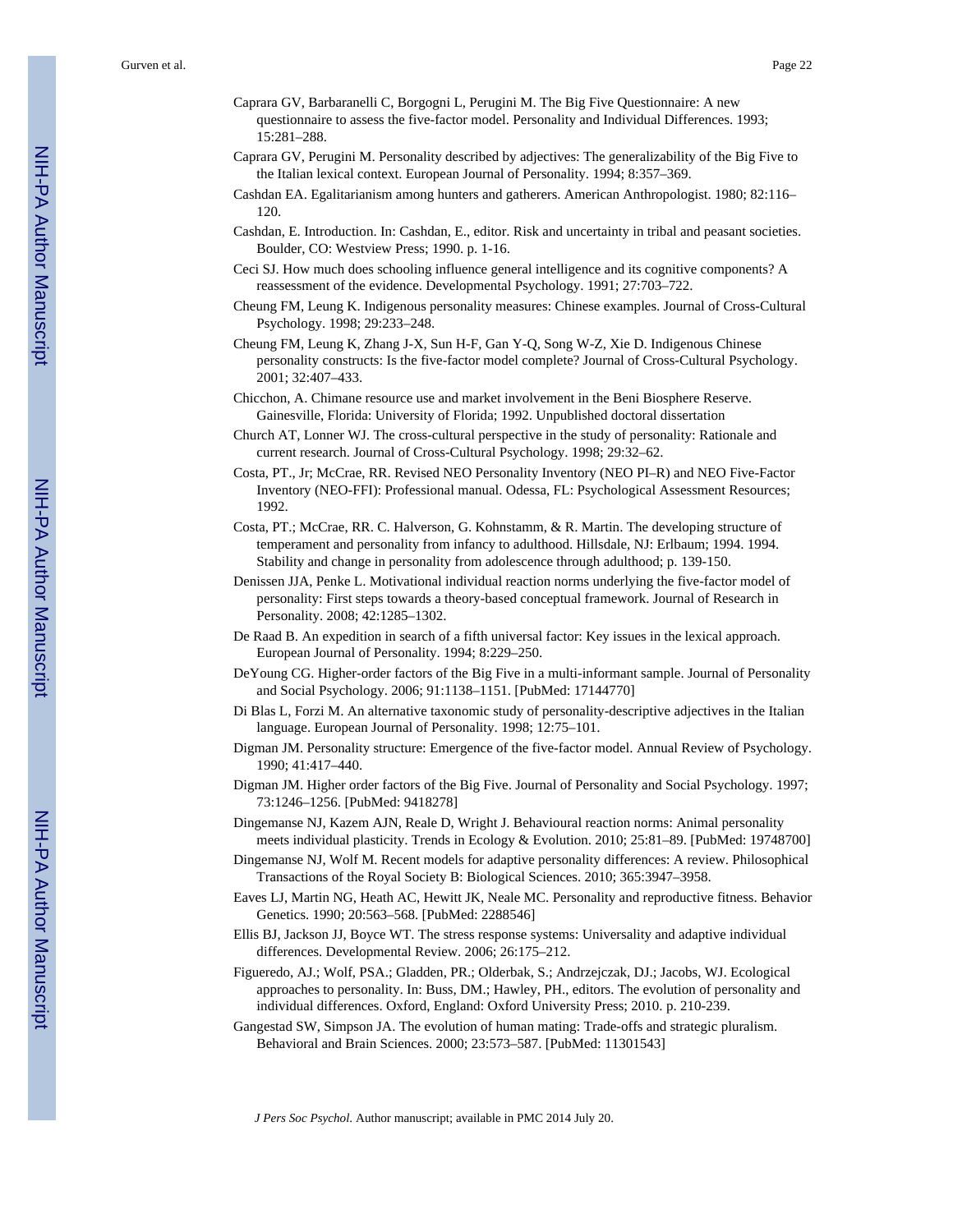Caprara GV, Barbaranelli C, Borgogni L, Perugini M. The Big Five Questionnaire: A new questionnaire to assess the five-factor model. Personality and Individual Differences. 1993; 15:281–288.

Caprara GV, Perugini M. Personality described by adjectives: The generalizability of the Big Five to the Italian lexical context. European Journal of Personality. 1994; 8:357–369.

Cashdan EA. Egalitarianism among hunters and gatherers. American Anthropologist. 1980; 82:116–120.

Cashdan, E. Introduction. In: Cashdan, E., editor. Risk and uncertainty in tribal and peasant societies. Boulder, CO: Westview Press; 1990. p. 1-16.

Ceci SJ. How much does schooling influence general intelligence and its cognitive components? A reassessment of the evidence. Developmental Psychology. 1991; 27:703–722.

Cheung FM, Leung K. Indigenous personality measures: Chinese examples. Journal of Cross-Cultural Psychology. 1998; 29:233–248.

Cheung FM, Leung K, Zhang J-X, Sun H-F, Gan Y-Q, Song W-Z, Xie D. Indigenous Chinese personality constructs: Is the five-factor model complete? Journal of Cross-Cultural Psychology. 2001; 32:407–433.

Chicchon, A. Chimane resource use and market involvement in the Beni Biosphere Reserve. Gainesville, Florida: University of Florida; 1992. Unpublished doctoral dissertation

Church AT, Lonner WJ. The cross-cultural perspective in the study of personality: Rationale and current research. Journal of Cross-Cultural Psychology. 1998; 29:32–62.

Costa, PT., Jr; McCrae, RR. Revised NEO Personality Inventory (NEO PI–R) and NEO Five-Factor Inventory (NEO-FFI): Professional manual. Odessa, FL: Psychological Assessment Resources; 1992.

Costa, PT.; McCrae, RR. C. Halverson, G. Kohnstamm, & R. Martin. The developing structure of temperament and personality from infancy to adulthood. Hillsdale, NJ: Erlbaum; 1994. 1994. Stability and change in personality from adolescence through adulthood; p. 139-150.

Denissen JJA, Penke L. Motivational individual reaction norms underlying the five-factor model of personality: First steps towards a theory-based conceptual framework. Journal of Research in Personality. 2008; 42:1285–1302.

De Raad B. An expedition in search of a fifth universal factor: Key issues in the lexical approach. European Journal of Personality. 1994; 8:229–250.

DeYoung CG. Higher-order factors of the Big Five in a multi-informant sample. Journal of Personality and Social Psychology. 2006; 91:1138–1151. [PubMed: 17144770]

Di Blas L, Forzi M. An alternative taxonomic study of personality-descriptive adjectives in the Italian language. European Journal of Personality. 1998; 12:75–101.

Digman JM. Personality structure: Emergence of the five-factor model. Annual Review of Psychology. 1990; 41:417–440.

Digman JM. Higher order factors of the Big Five. Journal of Personality and Social Psychology. 1997; 73:1246–1256. [PubMed: 9418278]

Dingemanse NJ, Kazem AJN, Reale D, Wright J. Behavioural reaction norms: Animal personality meets individual plasticity. Trends in Ecology & Evolution. 2010; 25:81–89. [PubMed: 19748700]

Dingemanse NJ, Wolf M. Recent models for adaptive personality differences: A review. Philosophical Transactions of the Royal Society B: Biological Sciences. 2010; 365:3947–3958.

Eaves LJ, Martin NG, Heath AC, Hewitt JK, Neale MC. Personality and reproductive fitness. Behavior Genetics. 1990; 20:563–568. [PubMed: 2288546]

Ellis BJ, Jackson JJ, Boyce WT. The stress response systems: Universality and adaptive individual differences. Developmental Review. 2006; 26:175–212.

Figueredo, AJ.; Wolf, PSA.; Gladden, PR.; Olderbak, S.; Andrzejczak, DJ.; Jacobs, WJ. Ecological approaches to personality. In: Buss, DM.; Hawley, PH., editors. The evolution of personality and individual differences. Oxford, England: Oxford University Press; 2010. p. 210-239.

Gangestad SW, Simpson JA. The evolution of human mating: Trade-offs and strategic pluralism. Behavioral and Brain Sciences. 2000; 23:573–587. [PubMed: 11301543]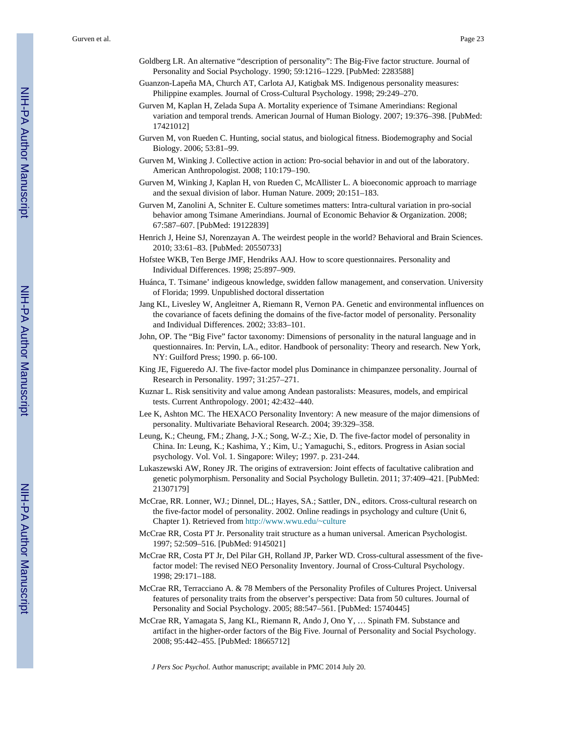Goldberg LR. An alternative "description of personality": The Big-Five factor structure. Journal of Personality and Social Psychology. 1990; 59:1216–1229. [PubMed: 2283588]

Guanzon-Lapeña MA, Church AT, Carlota AJ, Katigbak MS. Indigenous personality measures: Philippine examples. Journal of Cross-Cultural Psychology. 1998; 29:249–270.

Gurven M, Kaplan H, Zelada Supa A. Mortality experience of Tsimane Amerindians: Regional variation and temporal trends. American Journal of Human Biology. 2007; 19:376–398. [PubMed: 17421012]

Gurven M, von Rueden C. Hunting, social status, and biological fitness. Biodemography and Social Biology. 2006; 53:81–99.

Gurven M, Winking J. Collective action in action: Pro-social behavior in and out of the laboratory. American Anthropologist. 2008; 110:179–190.

Gurven M, Winking J, Kaplan H, von Rueden C, McAllister L. A bioeconomic approach to marriage and the sexual division of labor. Human Nature. 2009; 20:151–183.

Gurven M, Zanolini A, Schniter E. Culture sometimes matters: Intra-cultural variation in pro-social behavior among Tsimane Amerindians. Journal of Economic Behavior & Organization. 2008; 67:587–607. [PubMed: 19122839]

Henrich J, Heine SJ, Norenzayan A. The weirdest people in the world? Behavioral and Brain Sciences. 2010; 33:61–83. [PubMed: 20550733]

Hofstee WKB, Ten Berge JMF, Hendriks AAJ. How to score questionnaires. Personality and Individual Differences. 1998; 25:897–909.

Huánca, T. Tsimane' indigeous knowledge, swidden fallow management, and conservation. University of Florida; 1999. Unpublished doctoral dissertation

Jang KL, Livesley W, Angleitner A, Riemann R, Vernon PA. Genetic and environmental influences on the covariance of facets defining the domains of the five-factor model of personality. Personality and Individual Differences. 2002; 33:83–101.

John, OP. The "Big Five" factor taxonomy: Dimensions of personality in the natural language and in questionnaires. In: Pervin, LA., editor. Handbook of personality: Theory and research. New York, NY: Guilford Press; 1990. p. 66-100.

King JE, Figueredo AJ. The five-factor model plus Dominance in chimpanzee personality. Journal of Research in Personality. 1997; 31:257–271.

Kuznar L. Risk sensitivity and value among Andean pastoralists: Measures, models, and empirical tests. Current Anthropology. 2001; 42:432–440.

Lee K, Ashton MC. The HEXACO Personality Inventory: A new measure of the major dimensions of personality. Multivariate Behavioral Research. 2004; 39:329–358.

Leung, K.; Cheung, FM.; Zhang, J-X.; Song, W-Z.; Xie, D. The five-factor model of personality in China. In: Leung, K.; Kashima, Y.; Kim, U.; Yamaguchi, S., editors. Progress in Asian social psychology. Vol. Vol. 1. Singapore: Wiley; 1997. p. 231-244.

Lukaszewski AW, Roney JR. The origins of extraversion: Joint effects of facultative calibration and genetic polymorphism. Personality and Social Psychology Bulletin. 2011; 37:409–421. [PubMed: 21307179]

McCrae, RR. Lonner, WJ.; Dinnel, DL.; Hayes, SA.; Sattler, DN., editors. Cross-cultural research on the five-factor model of personality. 2002. Online readings in psychology and culture (Unit 6, Chapter 1). Retrieved from http://www.wwu.edu/~culture

McCrae RR, Costa PT Jr. Personality trait structure as a human universal. American Psychologist. 1997; 52:509–516. [PubMed: 9145021]

McCrae RR, Costa PT Jr, Del Pilar GH, Rolland JP, Parker WD. Cross-cultural assessment of the five-factor model: The revised NEO Personality Inventory. Journal of Cross-Cultural Psychology. 1998; 29:171–188.

McCrae RR, Terracciano A. & 78 Members of the Personality Profiles of Cultures Project. Universal features of personality traits from the observer's perspective: Data from 50 cultures. Journal of Personality and Social Psychology. 2005; 88:547–561. [PubMed: 15740445]

McCrae RR, Yamagata S, Jang KL, Riemann R, Ando J, Ono Y, … Spinath FM. Substance and artifact in the higher-order factors of the Big Five. Journal of Personality and Social Psychology. 2008; 95:442–455. [PubMed: 18665712]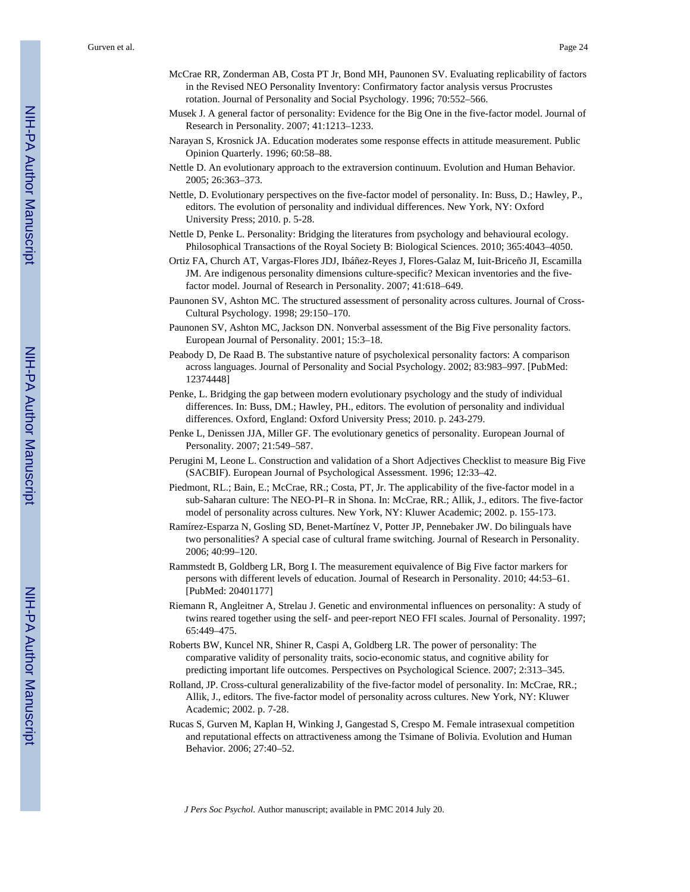McCrae RR, Zonderman AB, Costa PT Jr, Bond MH, Paunonen SV. Evaluating replicability of factors in the Revised NEO Personality Inventory: Confirmatory factor analysis versus Procrustes rotation. Journal of Personality and Social Psychology. 1996; 70:552–566.

Musek J. A general factor of personality: Evidence for the Big One in the five-factor model. Journal of Research in Personality. 2007; 41:1213–1233.

Narayan S, Krosnick JA. Education moderates some response effects in attitude measurement. Public Opinion Quarterly. 1996; 60:58–88.

Nettle D. An evolutionary approach to the extraversion continuum. Evolution and Human Behavior. 2005; 26:363–373.

Nettle, D. Evolutionary perspectives on the five-factor model of personality. In: Buss, D.; Hawley, P., editors. The evolution of personality and individual differences. New York, NY: Oxford University Press; 2010. p. 5-28.

Nettle D, Penke L. Personality: Bridging the literatures from psychology and behavioural ecology. Philosophical Transactions of the Royal Society B: Biological Sciences. 2010; 365:4043–4050.

Ortiz FA, Church AT, Vargas-Flores JDJ, Ibáñez-Reyes J, Flores-Galaz M, Iuit-Briceño JI, Escamilla JM. Are indigenous personality dimensions culture-specific? Mexican inventories and the five-factor model. Journal of Research in Personality. 2007; 41:618–649.

Paunonen SV, Ashton MC. The structured assessment of personality across cultures. Journal of Cross-Cultural Psychology. 1998; 29:150–170.

Paunonen SV, Ashton MC, Jackson DN. Nonverbal assessment of the Big Five personality factors. European Journal of Personality. 2001; 15:3–18.

Peabody D, De Raad B. The substantive nature of psycholexical personality factors: A comparison across languages. Journal of Personality and Social Psychology. 2002; 83:983–997. [PubMed: 12374448]

Penke, L. Bridging the gap between modern evolutionary psychology and the study of individual differences. In: Buss, DM.; Hawley, PH., editors. The evolution of personality and individual differences. Oxford, England: Oxford University Press; 2010. p. 243-279.

Penke L, Denissen JJA, Miller GF. The evolutionary genetics of personality. European Journal of Personality. 2007; 21:549–587.

Perugini M, Leone L. Construction and validation of a Short Adjectives Checklist to measure Big Five (SACBIF). European Journal of Psychological Assessment. 1996; 12:33–42.

Piedmont, RL.; Bain, E.; McCrae, RR.; Costa, PT, Jr. The applicability of the five-factor model in a sub-Saharan culture: The NEO-PI–R in Shona. In: McCrae, RR.; Allik, J., editors. The five-factor model of personality across cultures. New York, NY: Kluwer Academic; 2002. p. 155-173.

Ramírez-Esparza N, Gosling SD, Benet-Martínez V, Potter JP, Pennebaker JW. Do bilinguals have two personalities? A special case of cultural frame switching. Journal of Research in Personality. 2006; 40:99–120.

Rammstedt B, Goldberg LR, Borg I. The measurement equivalence of Big Five factor markers for persons with different levels of education. Journal of Research in Personality. 2010; 44:53–61. [PubMed: 20401177]

Riemann R, Angleitner A, Strelau J. Genetic and environmental influences on personality: A study of twins reared together using the self- and peer-report NEO FFI scales. Journal of Personality. 1997; 65:449–475.

Roberts BW, Kuncel NR, Shiner R, Caspi A, Goldberg LR. The power of personality: The comparative validity of personality traits, socio-economic status, and cognitive ability for predicting important life outcomes. Perspectives on Psychological Science. 2007; 2:313–345.

Rolland, JP. Cross-cultural generalizability of the five-factor model of personality. In: McCrae, RR.; Allik, J., editors. The five-factor model of personality across cultures. New York, NY: Kluwer Academic; 2002. p. 7-28.

Rucas S, Gurven M, Kaplan H, Winking J, Gangestad S, Crespo M. Female intrasexual competition and reputational effects on attractiveness among the Tsimane of Bolivia. Evolution and Human Behavior. 2006; 27:40–52.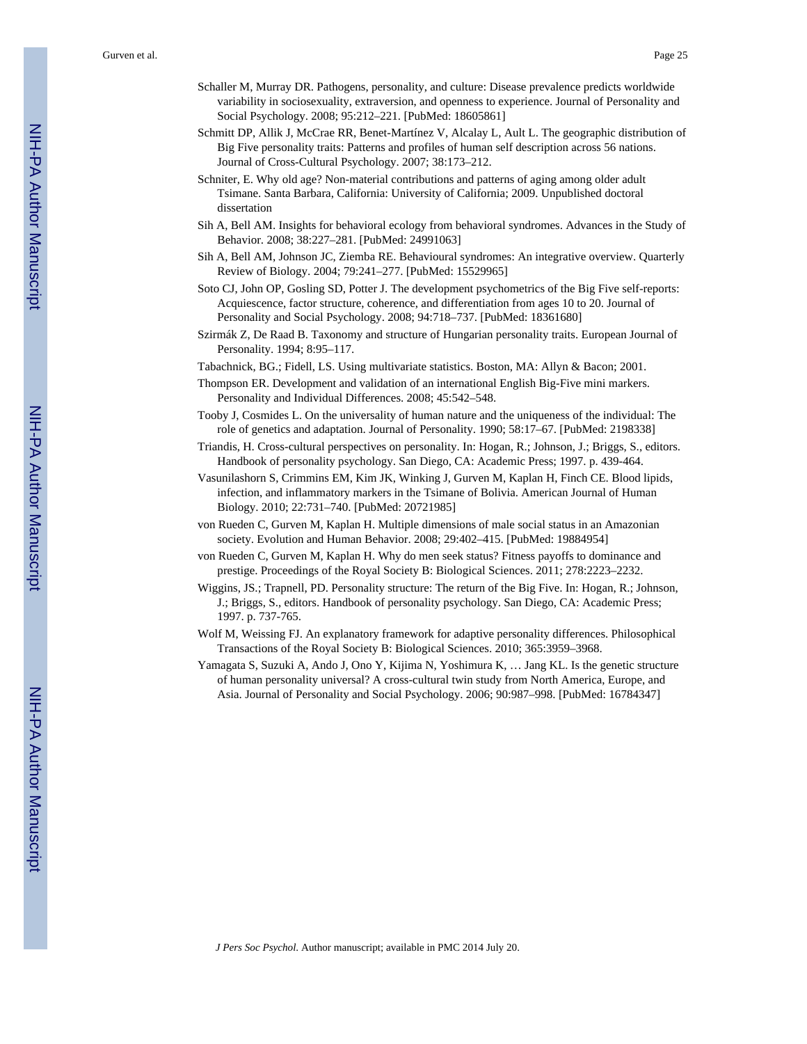Schaller M, Murray DR. Pathogens, personality, and culture: Disease prevalence predicts worldwide variability in sociosexuality, extraversion, and openness to experience. Journal of Personality and Social Psychology. 2008; 95:212–221. [PubMed: 18605861]

Schmitt DP, Allik J, McCrae RR, Benet-Martínez V, Alcalay L, Ault L. The geographic distribution of Big Five personality traits: Patterns and profiles of human self description across 56 nations. Journal of Cross-Cultural Psychology. 2007; 38:173–212.

Schniter, E. Why old age? Non-material contributions and patterns of aging among older adult Tsimane. Santa Barbara, California: University of California; 2009. Unpublished doctoral dissertation

Sih A, Bell AM. Insights for behavioral ecology from behavioral syndromes. Advances in the Study of Behavior. 2008; 38:227–281. [PubMed: 24991063]

Sih A, Bell AM, Johnson JC, Ziemba RE. Behavioural syndromes: An integrative overview. Quarterly Review of Biology. 2004; 79:241–277. [PubMed: 15529965]

Soto CJ, John OP, Gosling SD, Potter J. The development psychometrics of the Big Five self-reports: Acquiescence, factor structure, coherence, and differentiation from ages 10 to 20. Journal of Personality and Social Psychology. 2008; 94:718–737. [PubMed: 18361680]

Szirmák Z, De Raad B. Taxonomy and structure of Hungarian personality traits. European Journal of Personality. 1994; 8:95–117.

Tabachnick, BG.; Fidell, LS. Using multivariate statistics. Boston, MA: Allyn & Bacon; 2001.

Thompson ER. Development and validation of an international English Big-Five mini markers. Personality and Individual Differences. 2008; 45:542–548.

Tooby J, Cosmides L. On the universality of human nature and the uniqueness of the individual: The role of genetics and adaptation. Journal of Personality. 1990; 58:17–67. [PubMed: 2198338]

Triandis, H. Cross-cultural perspectives on personality. In: Hogan, R.; Johnson, J.; Briggs, S., editors. Handbook of personality psychology. San Diego, CA: Academic Press; 1997. p. 439-464.

Vasunilashorn S, Crimmins EM, Kim JK, Winking J, Gurven M, Kaplan H, Finch CE. Blood lipids, infection, and inflammatory markers in the Tsimane of Bolivia. American Journal of Human Biology. 2010; 22:731–740. [PubMed: 20721985]

von Rueden C, Gurven M, Kaplan H. Multiple dimensions of male social status in an Amazonian society. Evolution and Human Behavior. 2008; 29:402–415. [PubMed: 19884954]

von Rueden C, Gurven M, Kaplan H. Why do men seek status? Fitness payoffs to dominance and prestige. Proceedings of the Royal Society B: Biological Sciences. 2011; 278:2223–2232.

Wiggins, JS.; Trapnell, PD. Personality structure: The return of the Big Five. In: Hogan, R.; Johnson, J.; Briggs, S., editors. Handbook of personality psychology. San Diego, CA: Academic Press; 1997. p. 737-765.

Wolf M, Weissing FJ. An explanatory framework for adaptive personality differences. Philosophical Transactions of the Royal Society B: Biological Sciences. 2010; 365:3959–3968.

Yamagata S, Suzuki A, Ando J, Ono Y, Kijima N, Yoshimura K, … Jang KL. Is the genetic structure of human personality universal? A cross-cultural twin study from North America, Europe, and Asia. Journal of Personality and Social Psychology. 2006; 90:987–998. [PubMed: 16784347]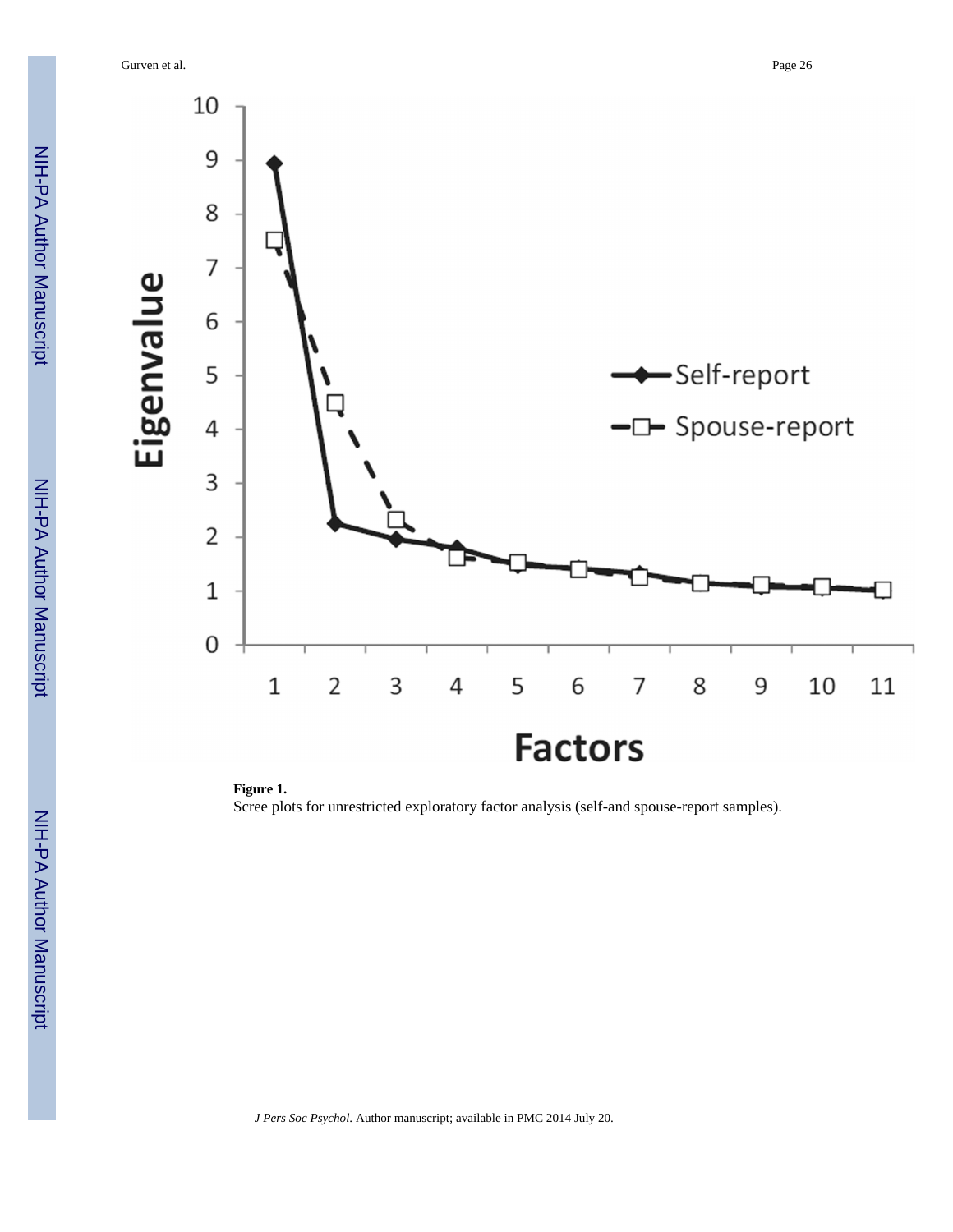**Figure 1.**

Scree plots for unrestricted exploratory factor analysis (self-and spouse-report samples).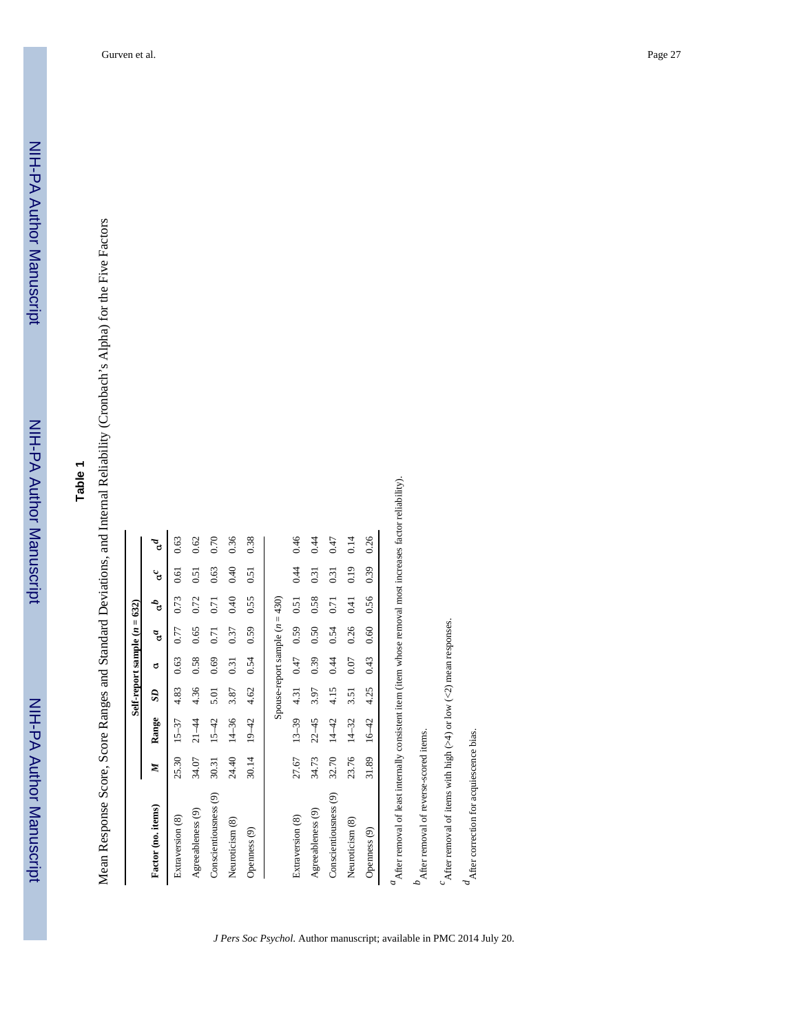## Table 1

Mean Response Score, Score Ranges and Standard Deviations, and Internal Reliability (Cronbach's Alpha) for the Five Factors

| Factor (no. items) | *M* | Range | *SD* | α | $α^a$ | $α^b$ | $α^c$ | $α^d$ |
|---|---|---|---|---|---|---|---|---|
| | Self-report sample (*n* = 632) | | | | | | | |
| Extraversion (8) | 25.30 | 15–37 | 4.83 | 0.63 | 0.77 | 0.73 | 0.61 | 0.63 |
| Agreeableness (9) | 34.07 | 21–44 | 4.36 | 0.58 | 0.65 | 0.72 | 0.51 | 0.62 |
| Conscientiousness (9) | 30.31 | 15–42 | 5.01 | 0.69 | 0.71 | 0.71 | 0.63 | 0.70 |
| Neuroticism (8) | 24.40 | 14–36 | 3.87 | 0.31 | 0.37 | 0.40 | 0.40 | 0.36 |
| Openness (9) | 30.14 | 19–42 | 4.62 | 0.54 | 0.59 | 0.55 | 0.51 | 0.38 |
| | Spouse-report sample (*n* = 430) | | | | | | | |
| Extraversion (8) | 27.67 | 13–39 | 4.31 | 0.47 | 0.59 | 0.51 | 0.44 | 0.46 |
| Agreeableness (9) | 34.73 | 22–45 | 3.97 | 0.39 | 0.50 | 0.58 | 0.31 | 0.44 |
| Conscientiousness (9) | 32.70 | 14–42 | 4.15 | 0.44 | 0.54 | 0.71 | 0.31 | 0.47 |
| Neuroticism (8) | 23.76 | 14–32 | 3.51 | 0.07 | 0.26 | 0.41 | 0.19 | 0.14 |
| Openness (9) | 31.89 | 16–42 | 4.25 | 0.43 | 0.60 | 0.56 | 0.39 | 0.26 |

[a] After removal of least internally consistent item (item whose removal most increases factor reliability).

[b] After removal of reverse-scored items.

[c] After removal of items with high (>4) or low (<2) mean responses.

[d] After correction for acquiescence bias.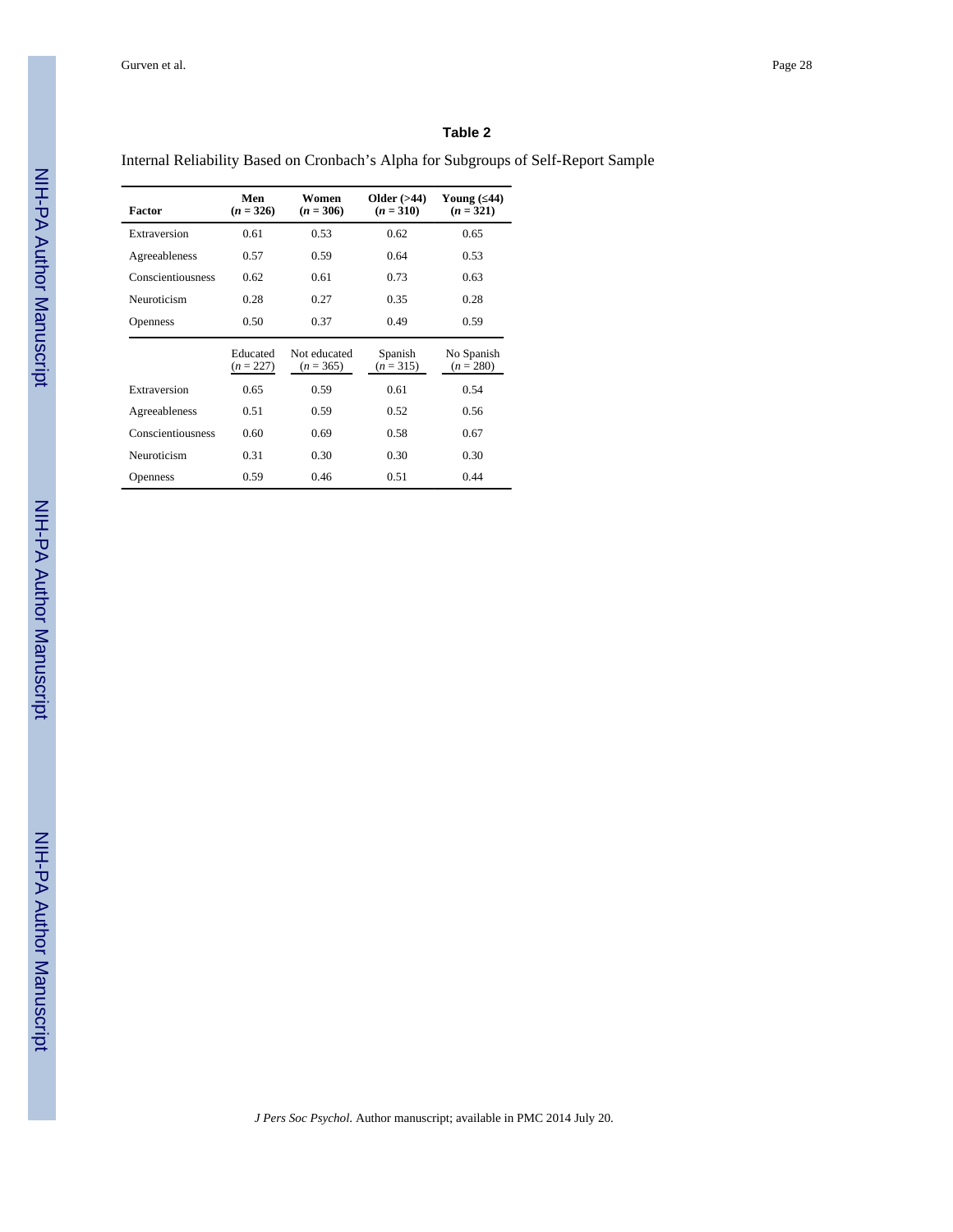## Table 2

Internal Reliability Based on Cronbach's Alpha for Subgroups of Self-Report Sample

| Factor | Men ($n$ = 326) | Women ($n$ = 306) | Older (>44) ($n$ = 310) | Young (≤44) ($n$ = 321) |
|---|---|---|---|---|
| Extraversion | 0.61 | 0.53 | 0.62 | 0.65 |
| Agreeableness | 0.57 | 0.59 | 0.64 | 0.53 |
| Conscientiousness | 0.62 | 0.61 | 0.73 | 0.63 |
| Neuroticism | 0.28 | 0.27 | 0.35 | 0.28 |
| Openness | 0.50 | 0.37 | 0.49 | 0.59 |
| | Educated ($n$ = 227) | Not educated ($n$ = 365) | Spanish ($n$ = 315) | No Spanish ($n$ = 280) |
| Extraversion | 0.65 | 0.59 | 0.61 | 0.54 |
| Agreeableness | 0.51 | 0.59 | 0.52 | 0.56 |
| Conscientiousness | 0.60 | 0.69 | 0.58 | 0.67 |
| Neuroticism | 0.31 | 0.30 | 0.30 | 0.30 |
| Openness | 0.59 | 0.46 | 0.51 | 0.44 |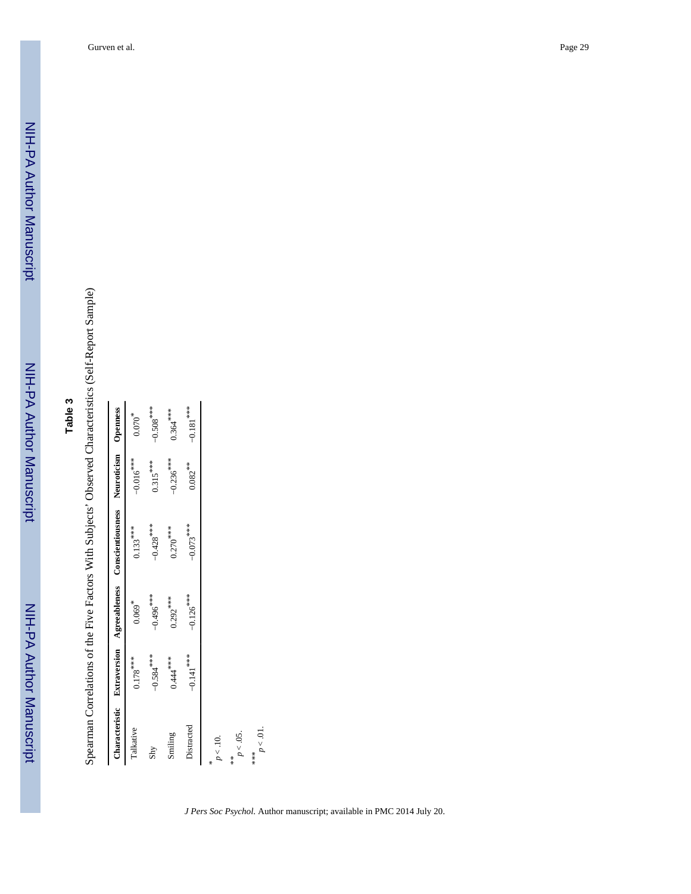**Table 3**

Spearman Correlations of the Five Factors With Subjects' Observed Characteristics (Self-Report Sample)

| Characteristic | Extraversion | Agreeableness | Conscientiousness | Neuroticism | Openness |
|---|---|---|---|---|---|
| Talkative | 0.178*** | 0.069* | 0.133*** | −0.016*** | 0.070* |
| Shy | −0.584*** | −0.496*** | −0.428*** | 0.315*** | −0.508*** |
| Smiling | 0.444*** | 0.292*** | 0.270*** | −0.236*** | 0.364*** |
| Distracted | −0.141*** | −0.126*** | −0.073*** | 0.082** | −0.181*** |

* $p < .10$.

** $p < .05$.

*** $p < .01$.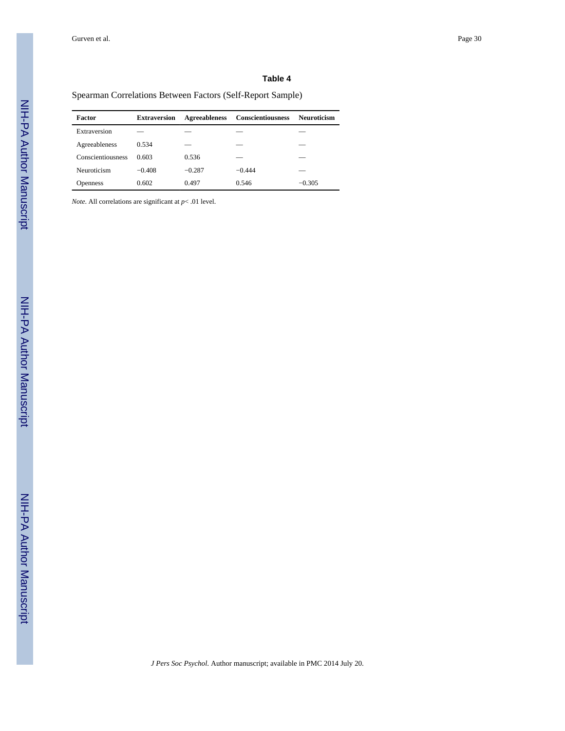**Table 4**

Spearman Correlations Between Factors (Self-Report Sample)

| Factor | Extraversion | Agreeableness | Conscientiousness | Neuroticism |
|---|---|---|---|---|
| Extraversion | — | — | — | — |
| Agreeableness | 0.534 | — | — | — |
| Conscientiousness | 0.603 | 0.536 | — | — |
| Neuroticism | −0.408 | −0.287 | −0.444 | — |
| Openness | 0.602 | 0.497 | 0.546 | −0.305 |

*Note*. All correlations are significant at $p < .01$ level.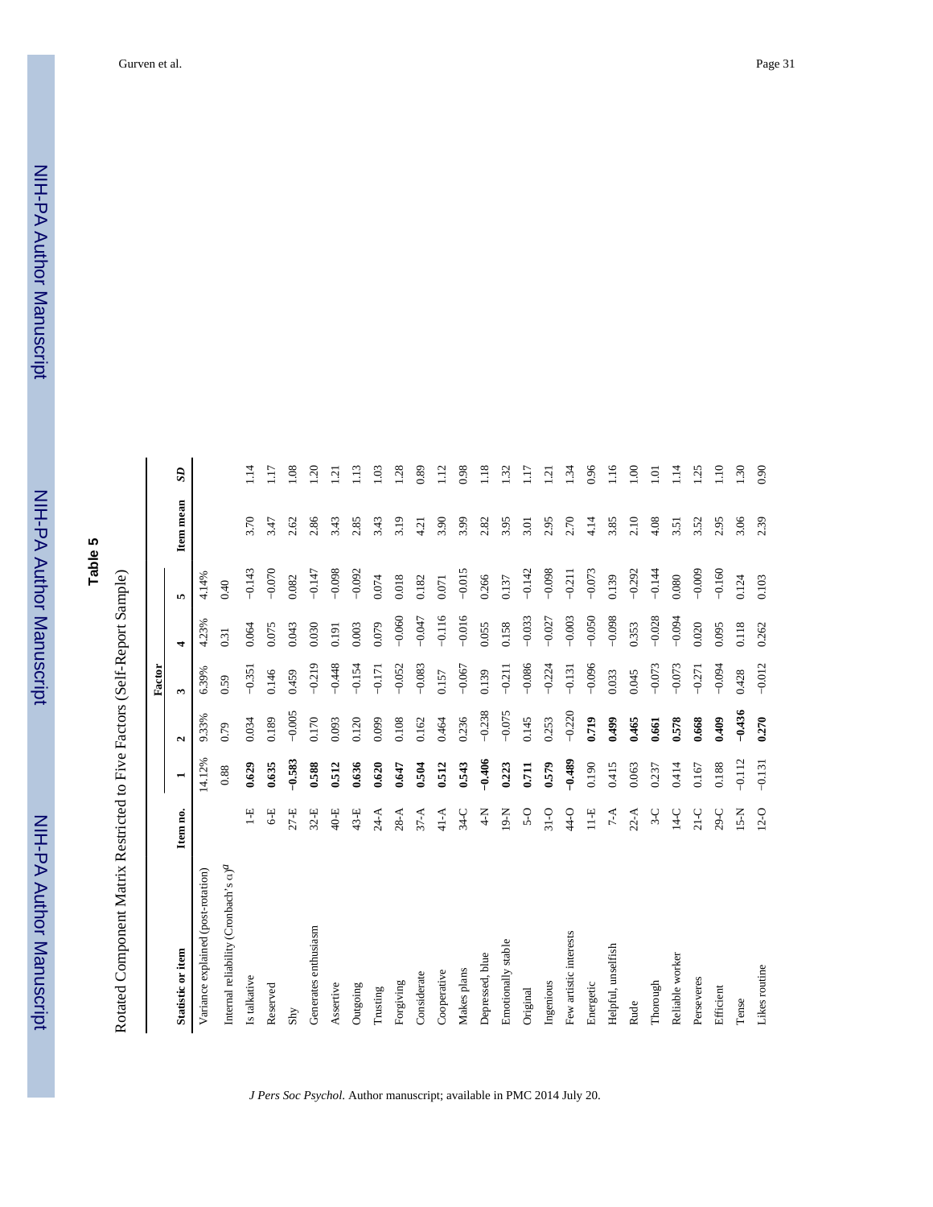# Table 5

Rotated Component Matrix Restricted to Five Factors (Self-Report Sample)

| Statistic or item | Item no. | Factor 1 | 2 | 3 | 4 | 5 | Item mean | *SD* |
|---|---|---|---|---|---|---|---|---|
| Variance explained (post-rotation) | | 14.12% | 9.33% | 6.39% | 4.23% | 4.14% | | |
| Internal reliability (Cronbach's α)[a] | | 0.88 | 0.79 | 0.59 | 0.31 | 0.40 | | |
| Is talkative | 1-E | **0.629** | 0.034 | −0.351 | 0.064 | −0.143 | 3.70 | 1.14 |
| Reserved | 6-E | **0.635** | 0.189 | 0.146 | 0.075 | −0.070 | 3.47 | 1.17 |
| Shy | 27-E | **−0.583** | −0.005 | 0.459 | 0.043 | 0.082 | 2.62 | 1.08 |
| Generates enthusiasm | 32-E | **0.588** | 0.170 | −0.219 | 0.030 | −0.147 | 2.86 | 1.20 |
| Assertive | 40-E | **0.512** | 0.093 | −0.448 | 0.191 | −0.098 | 3.43 | 1.21 |
| Outgoing | 43-E | **0.636** | 0.120 | −0.154 | 0.003 | −0.092 | 2.85 | 1.13 |
| Trusting | 24-A | **0.620** | 0.099 | −0.171 | 0.079 | 0.074 | 3.43 | 1.03 |
| Forgiving | 28-A | **0.647** | 0.108 | −0.052 | −0.060 | 0.018 | 3.19 | 1.28 |
| Considerate | 37-A | **0.504** | 0.162 | −0.083 | −0.047 | 0.182 | 4.21 | 0.89 |
| Cooperative | 41-A | **0.512** | 0.464 | 0.157 | −0.116 | 0.071 | 3.90 | 1.12 |
| Makes plans | 34-C | **0.543** | 0.236 | −0.067 | −0.016 | −0.015 | 3.99 | 0.98 |
| Depressed, blue | 4-N | **−0.406** | −0.238 | 0.139 | 0.055 | 0.266 | 2.82 | 1.18 |
| Emotionally stable | 19-N | **0.223** | −0.075 | −0.211 | 0.158 | 0.137 | 3.95 | 1.32 |
| Original | 5-O | **0.711** | 0.145 | −0.086 | −0.033 | −0.142 | 3.01 | 1.17 |
| Ingenious | 31-O | **0.579** | 0.253 | −0.224 | −0.027 | −0.098 | 2.95 | 1.21 |
| Few artistic interests | 44-O | **−0.489** | −0.220 | −0.131 | −0.003 | −0.211 | 2.70 | 1.34 |
| Energetic | 11-E | 0.190 | **0.719** | −0.096 | −0.050 | −0.073 | 4.14 | 0.96 |
| Helpful, unselfish | 7-A | 0.415 | **0.499** | 0.033 | −0.098 | 0.139 | 3.85 | 1.16 |
| Rude | 22-A | 0.063 | **0.465** | 0.045 | 0.353 | −0.292 | 2.10 | 1.00 |
| Thorough | 3-C | 0.237 | **0.661** | −0.073 | −0.028 | −0.144 | 4.08 | 1.01 |
| Reliable worker | 14-C | 0.414 | **0.578** | −0.073 | −0.094 | 0.080 | 3.51 | 1.14 |
| Perseveres | 21-C | 0.167 | **0.668** | −0.271 | 0.020 | −0.009 | 3.52 | 1.25 |
| Efficient | 29-C | 0.188 | **0.409** | −0.094 | 0.095 | −0.160 | 2.95 | 1.10 |
| Tense | 15-N | −0.112 | **−0.436** | 0.428 | 0.118 | 0.124 | 3.06 | 1.30 |
| Likes routine | 12-O | −0.131 | **0.270** | −0.012 | 0.262 | 0.103 | 2.39 | 0.90 |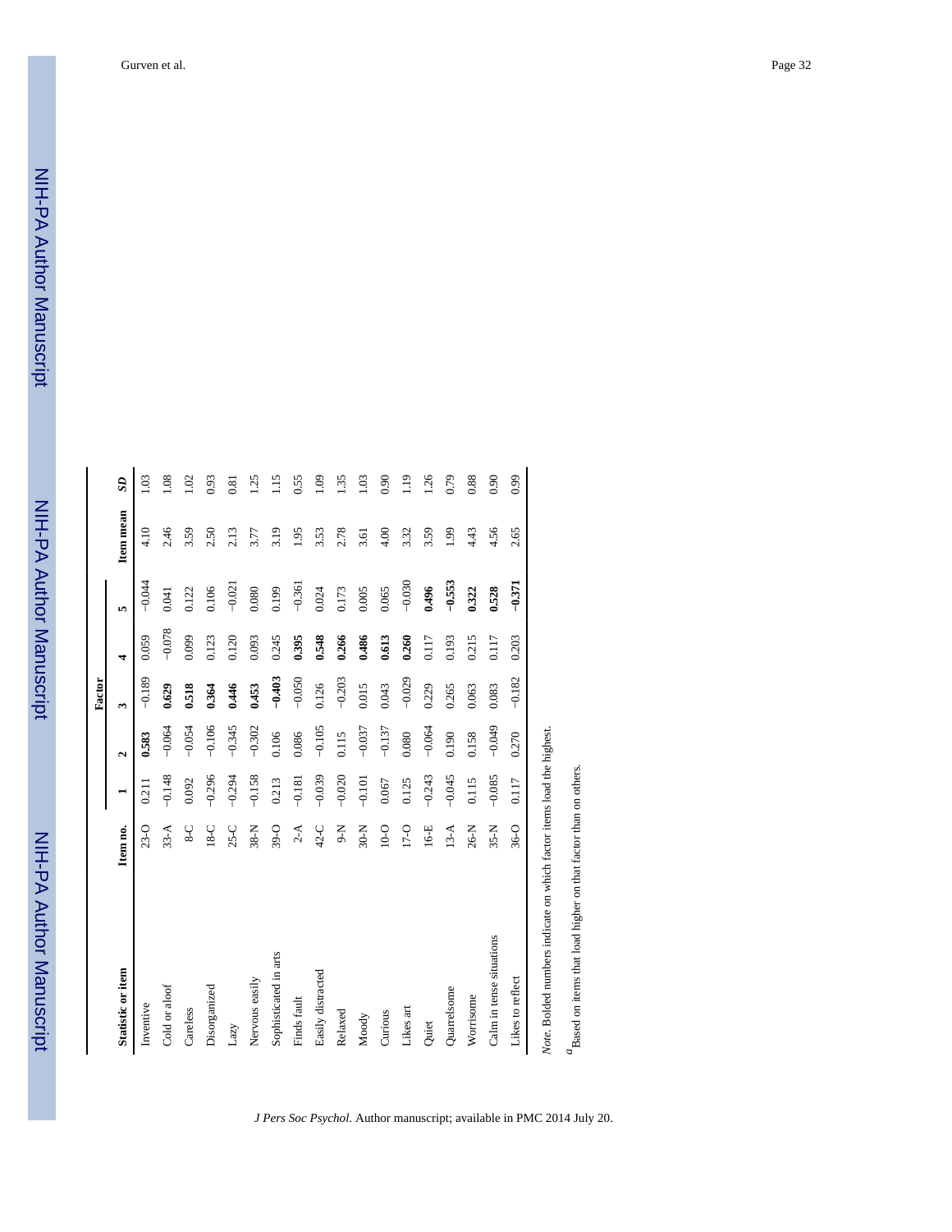| Statistic or item | Item no. | Factor 1 | 2 | 3 | 4 | 5 | Item mean | *SD* |
|---|---|---|---|---|---|---|---|---|
| Inventive | 23-O | 0.211 | **0.583** | −0.189 | 0.059 | −0.044 | 4.10 | 1.03 |
| Cold or aloof | 33-A | −0.148 | −0.064 | **0.629** | −0.078 | 0.041 | 2.46 | 1.08 |
| Careless | 8-C | 0.092 | −0.054 | **0.518** | 0.099 | 0.122 | 3.59 | 1.02 |
| Disorganized | 18-C | −0.296 | −0.106 | **0.364** | 0.123 | 0.106 | 2.50 | 0.93 |
| Lazy | 25-C | −0.294 | −0.345 | **0.446** | 0.120 | −0.021 | 2.13 | 0.81 |
| Nervous easily | 38-N | −0.158 | −0.302 | **0.453** | 0.093 | 0.080 | 3.77 | 1.25 |
| Sophisticated in arts | 39-O | 0.213 | 0.106 | **−0.403** | 0.245 | 0.199 | 3.19 | 1.15 |
| Finds fault | 2-A | −0.181 | 0.086 | −0.050 | **0.395** | −0.361 | 1.95 | 0.55 |
| Easily distracted | 42-C | −0.039 | −0.105 | 0.126 | **0.548** | 0.024 | 3.53 | 1.09 |
| Relaxed | 9-N | −0.020 | 0.115 | −0.203 | **0.266** | 0.173 | 2.78 | 1.35 |
| Moody | 30-N | −0.101 | −0.037 | 0.015 | **0.486** | 0.005 | 3.61 | 1.03 |
| Curious | 10-O | 0.067 | −0.137 | 0.043 | **0.613** | 0.065 | 4.00 | 0.90 |
| Likes art | 17-O | 0.125 | 0.080 | −0.029 | **0.260** | −0.030 | 3.32 | 1.19 |
| Quiet | 16-E | −0.243 | −0.064 | 0.229 | 0.117 | **0.496** | 3.59 | 1.26 |
| Quarrelsome | 13-A | −0.045 | 0.190 | 0.265 | 0.193 | **−0.553** | 1.99 | 0.79 |
| Worrisome | 26-N | 0.115 | 0.158 | 0.063 | 0.215 | **0.322** | 4.43 | 0.88 |
| Calm in tense situations | 35-N | −0.085 | −0.049 | 0.083 | 0.117 | **0.528** | 4.56 | 0.90 |
| Likes to reflect | 36-O | 0.117 | 0.270 | −0.182 | 0.203 | **−0.371** | 2.65 | 0.99 |

*Note*. Bolded numbers indicate on which factor items load the highest.

[a]Based on items that load higher on that factor than on others.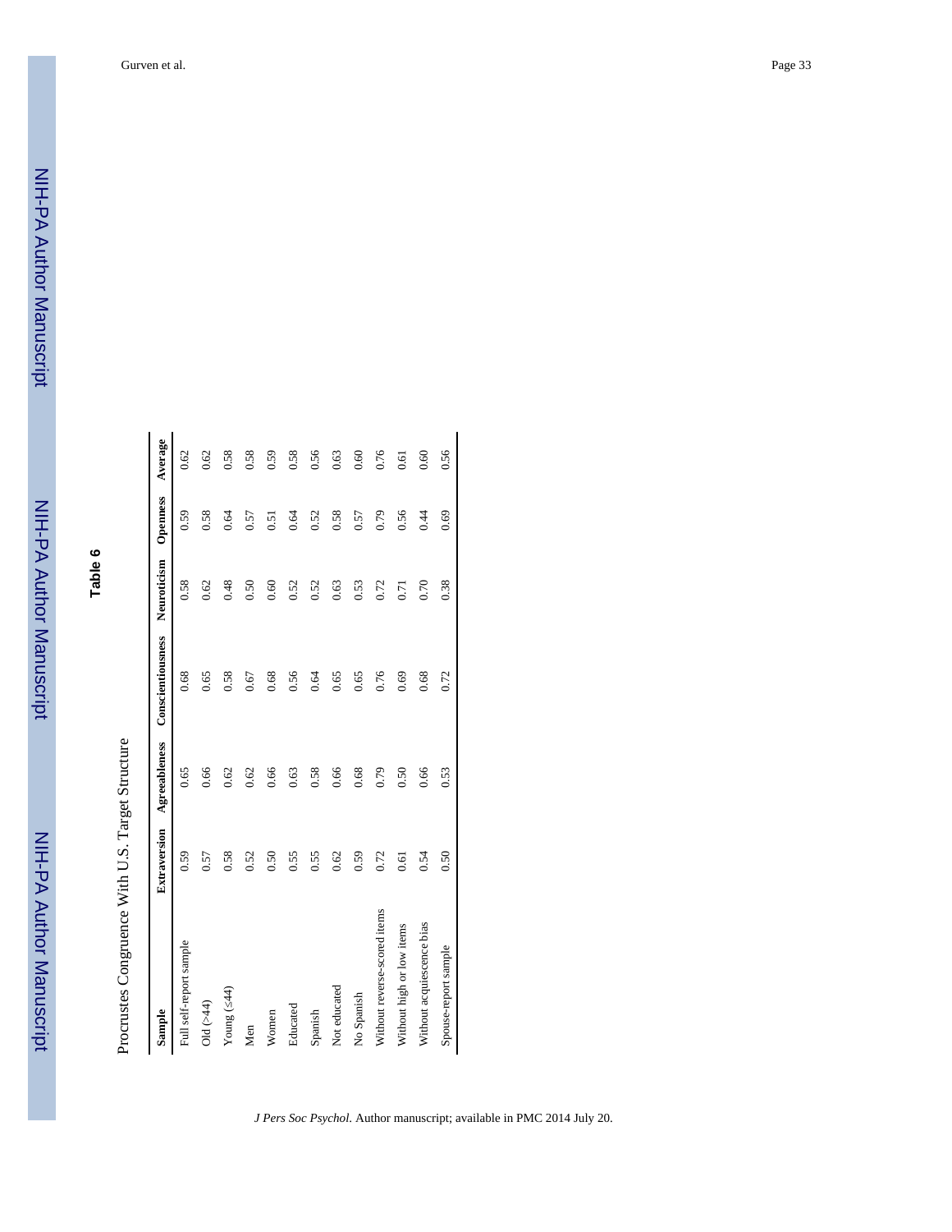## Table 6

Procrustes Congruence With U.S. Target Structure

| Sample | Extraversion | Agreeableness | Conscientiousness | Neuroticism | Openness | Average |
|---|---|---|---|---|---|---|
| Full self-report sample | 0.59 | 0.65 | 0.68 | 0.58 | 0.59 | 0.62 |
| Old (>44) | 0.57 | 0.66 | 0.65 | 0.62 | 0.58 | 0.62 |
| Young (≤44) | 0.58 | 0.62 | 0.58 | 0.48 | 0.64 | 0.58 |
| Men | 0.52 | 0.62 | 0.67 | 0.50 | 0.57 | 0.58 |
| Women | 0.50 | 0.66 | 0.68 | 0.60 | 0.51 | 0.59 |
| Educated | 0.55 | 0.63 | 0.56 | 0.52 | 0.64 | 0.58 |
| Spanish | 0.55 | 0.58 | 0.64 | 0.52 | 0.52 | 0.56 |
| Not educated | 0.62 | 0.66 | 0.65 | 0.63 | 0.58 | 0.63 |
| No Spanish | 0.59 | 0.68 | 0.65 | 0.53 | 0.57 | 0.60 |
| Without reverse-scored items | 0.72 | 0.79 | 0.76 | 0.72 | 0.79 | 0.76 |
| Without high or low items | 0.61 | 0.50 | 0.69 | 0.71 | 0.56 | 0.61 |
| Without acquiescence bias | 0.54 | 0.66 | 0.68 | 0.70 | 0.44 | 0.60 |
| Spouse-report sample | 0.50 | 0.53 | 0.72 | 0.38 | 0.69 | 0.56 |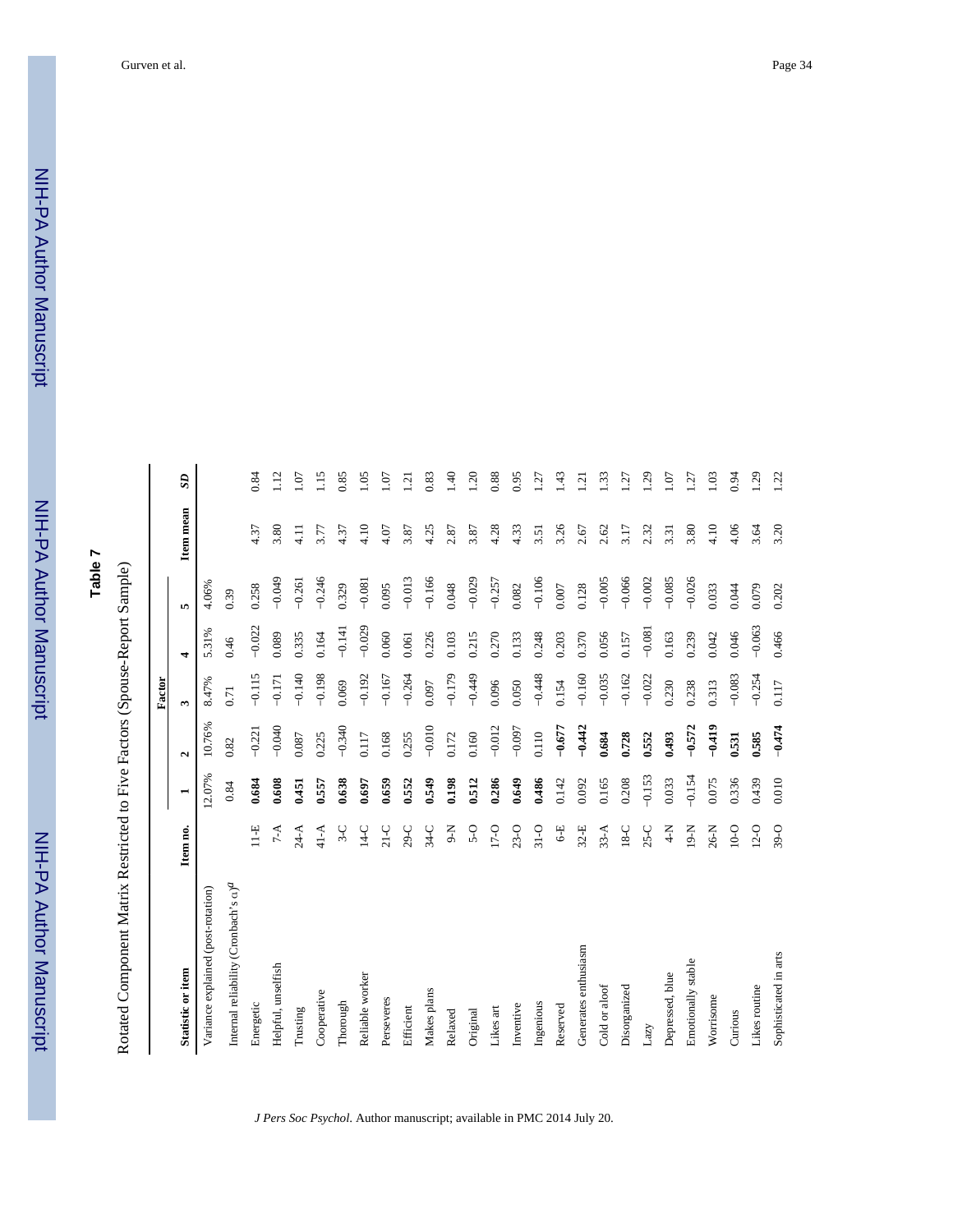## Table 7

Rotated Component Matrix Restricted to Five Factors (Spouse-Report Sample)

| Statistic or item | Item no. | Factor 1 | 2 | 3 | 4 | 5 | Item mean | *SD* |
|---|---|---|---|---|---|---|---|---|
| Variance explained (post-rotation) | | 12.07% | 10.76% | 8.47% | 5.31% | 4.06% | | |
| Internal reliability (Cronbach's α)[a] | | 0.84 | 0.82 | 0.71 | 0.46 | 0.39 | | |
| Energetic | 11-E | **0.684** | −0.221 | −0.115 | −0.022 | 0.258 | 4.37 | 0.84 |
| Helpful, unselfish | 7-A | **0.608** | −0.040 | −0.171 | 0.089 | −0.049 | 3.80 | 1.12 |
| Trusting | 24-A | **0.451** | 0.087 | −0.140 | 0.335 | −0.261 | 4.11 | 1.07 |
| Cooperative | 41-A | **0.557** | 0.225 | −0.198 | 0.164 | −0.246 | 3.77 | 1.15 |
| Thorough | 3-C | **0.638** | −0.340 | 0.069 | −0.141 | 0.329 | 4.37 | 0.85 |
| Reliable worker | 14-C | **0.697** | 0.117 | −0.192 | −0.029 | −0.081 | 4.10 | 1.05 |
| Perseveres | 21-C | **0.659** | 0.168 | −0.167 | 0.060 | 0.095 | 4.07 | 1.07 |
| Efficient | 29-C | **0.552** | 0.255 | −0.264 | 0.061 | −0.013 | 3.87 | 1.21 |
| Makes plans | 34-C | **0.549** | −0.010 | 0.097 | 0.226 | −0.166 | 4.25 | 0.83 |
| Relaxed | 9-N | **0.198** | 0.172 | −0.179 | 0.103 | 0.048 | 2.87 | 1.40 |
| Original | 5-O | **0.512** | 0.160 | −0.449 | 0.215 | −0.029 | 3.87 | 1.20 |
| Likes art | 17-O | **0.286** | −0.012 | 0.096 | 0.270 | −0.257 | 4.28 | 0.88 |
| Inventive | 23-O | **0.649** | −0.097 | 0.050 | 0.133 | 0.082 | 4.33 | 0.95 |
| Ingenious | 31-O | **0.486** | 0.110 | −0.448 | 0.248 | −0.106 | 3.51 | 1.27 |
| Reserved | 6-E | 0.142 | **−0.677** | 0.154 | 0.203 | 0.007 | 3.26 | 1.43 |
| Generates enthusiasm | 32-E | 0.092 | **−0.442** | −0.160 | 0.370 | 0.128 | 2.67 | 1.21 |
| Cold or aloof | 33-A | 0.165 | **0.684** | −0.035 | 0.056 | −0.005 | 2.62 | 1.33 |
| Disorganized | 18-C | 0.208 | **0.728** | −0.162 | 0.157 | −0.066 | 3.17 | 1.27 |
| Lazy | 25-C | −0.153 | **0.552** | −0.022 | −0.081 | −0.002 | 2.32 | 1.29 |
| Depressed, blue | 4-N | 0.033 | **0.493** | 0.230 | 0.163 | −0.085 | 3.31 | 1.07 |
| Emotionally stable | 19-N | −0.154 | **−0.572** | 0.238 | 0.239 | −0.026 | 3.80 | 1.27 |
| Worrisome | 26-N | 0.075 | **−0.419** | 0.313 | 0.042 | 0.033 | 4.10 | 1.03 |
| Curious | 10-O | 0.336 | **0.531** | −0.083 | 0.046 | 0.044 | 4.06 | 0.94 |
| Likes routine | 12-O | 0.439 | **0.585** | −0.254 | −0.063 | 0.079 | 3.64 | 1.29 |
| Sophisticated in arts | 39-O | 0.010 | **−0.474** | 0.117 | 0.466 | 0.202 | 3.20 | 1.22 |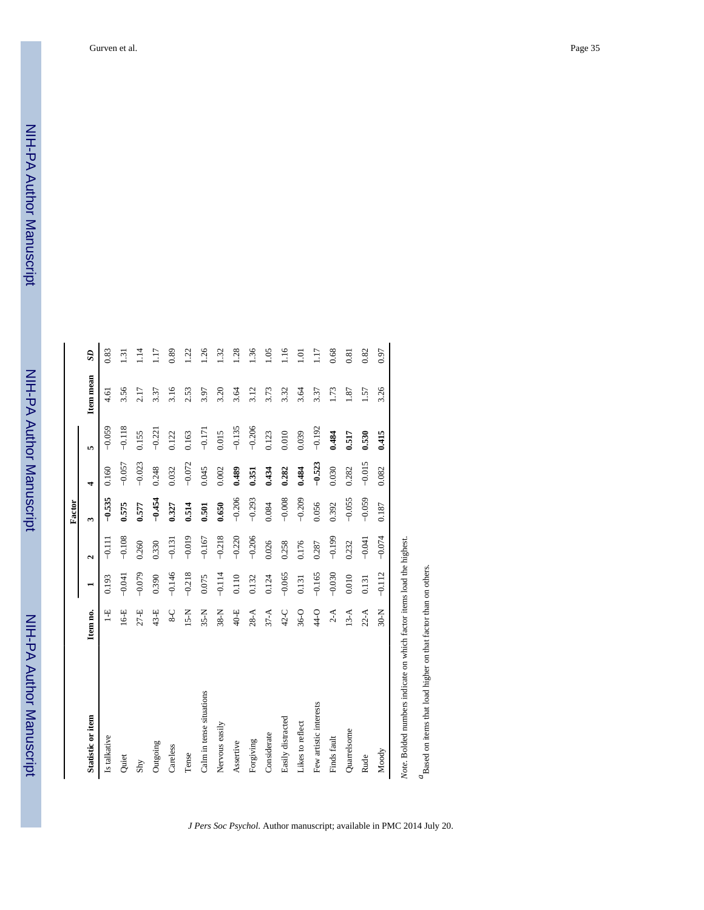| Statistic or item | Item no. | Factor | | | | | Item mean | *SD* |
|---|---|---|---|---|---|---|---|---|
| | | 1 | 2 | 3 | 4 | 5 | | |
| Is talkative | 1-E | 0.193 | −0.111 | **−0.535** | 0.160 | −0.059 | 4.61 | 0.83 |
| Quiet | 16-E | −0.041 | −0.108 | **0.575** | −0.057 | −0.118 | 3.56 | 1.31 |
| Shy | 27-E | −0.079 | 0.260 | **0.577** | −0.023 | 0.155 | 2.17 | 1.14 |
| Outgoing | 43-E | 0.390 | 0.330 | **−0.454** | 0.248 | −0.221 | 3.37 | 1.17 |
| Careless | 8-C | −0.146 | −0.131 | **0.327** | 0.032 | 0.122 | 3.16 | 0.89 |
| Tense | 15-N | −0.218 | −0.019 | **0.514** | −0.072 | 0.163 | 2.53 | 1.22 |
| Calm in tense situations | 35-N | 0.075 | −0.167 | **0.501** | 0.045 | −0.171 | 3.97 | 1.26 |
| Nervous easily | 38-N | −0.114 | −0.218 | **0.650** | 0.002 | 0.015 | 3.20 | 1.32 |
| Assertive | 40-E | 0.110 | −0.220 | −0.206 | **0.489** | −0.135 | 3.64 | 1.28 |
| Forgiving | 28-A | 0.132 | −0.206 | −0.293 | **0.351** | −0.206 | 3.12 | 1.36 |
| Considerate | 37-A | 0.124 | 0.026 | 0.084 | **0.434** | 0.123 | 3.73 | 1.05 |
| Easily distracted | 42-C | −0.065 | 0.258 | −0.008 | **0.282** | 0.010 | 3.32 | 1.16 |
| Likes to reflect | 36-O | 0.131 | 0.176 | −0.209 | **0.484** | 0.039 | 3.64 | 1.01 |
| Few artistic interests | 44-O | −0.165 | 0.287 | 0.056 | **−0.523** | −0.192 | 3.37 | 1.17 |
| Finds fault | 2-A | −0.030 | −0.199 | 0.392 | 0.030 | **0.484** | 1.73 | 0.68 |
| Quarrelsome | 13-A | 0.010 | 0.232 | −0.055 | 0.282 | **0.517** | 1.87 | 0.81 |
| Rude | 22-A | 0.131 | −0.041 | −0.059 | −0.015 | **0.530** | 1.57 | 0.82 |
| Moody | 30-N | −0.112 | −0.074 | 0.187 | 0.082 | **0.415** | 3.26 | 0.97 |

*Note*. Bolded numbers indicate on which factor items load the highest.

[a] Based on items that load higher on that factor than on others.